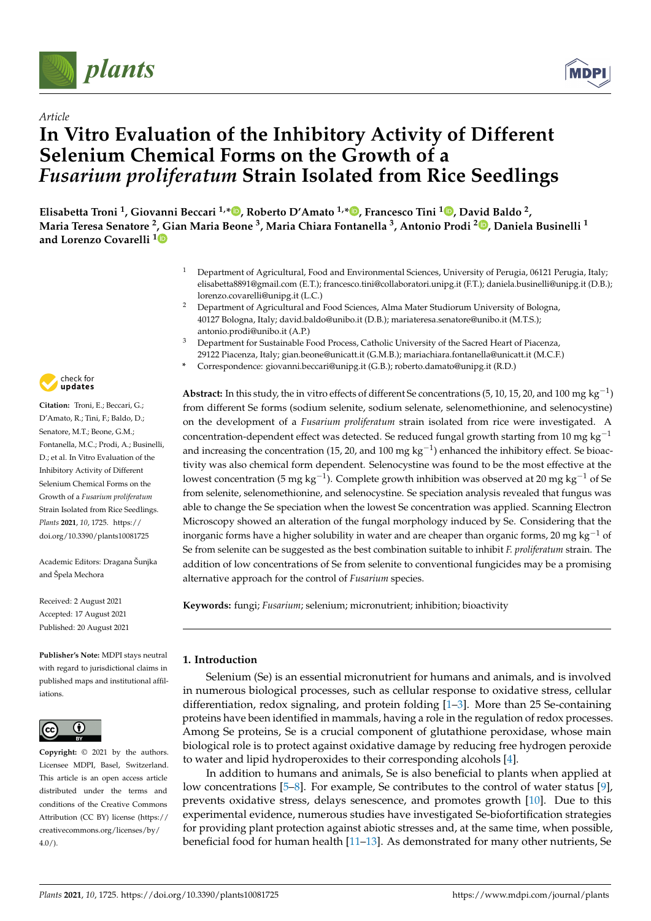*Article*

# In Vitro Evaluation of the Inhibitory Activity of Different Selenium Chemical Forms on the Growth of a *Fusarium proliferatum* Strain Isolated from Rice Seedlings

**Elisabetta Troni [1], Giovanni Beccari [1,*], Roberto D'Amato [1,*], Francesco Tini [1], David Baldo [2], Maria Teresa Senatore [2], Gian Maria Beone [3], Maria Chiara Fontanella [3], Antonio Prodi [2], Daniela Businelli [1] and Lorenzo Covarelli [1]**

[1] Department of Agricultural, Food and Environmental Sciences, University of Perugia, 06121 Perugia, Italy; elisabetta8891@gmail.com (E.T.); francesco.tini@collaboratori.unipg.it (F.T.); daniela.businelli@unipg.it (D.B.); lorenzo.covarelli@unipg.it (L.C.)

[2] Department of Agricultural and Food Sciences, Alma Mater Studiorum University of Bologna, 40127 Bologna, Italy; david.baldo@unibo.it (D.B.); mariateresa.senatore@unibo.it (M.T.S.); antonio.prodi@unibo.it (A.P.)

[3] Department for Sustainable Food Process, Catholic University of the Sacred Heart of Piacenza, 29122 Piacenza, Italy; gian.beone@unicatt.it (G.M.B.); mariachiara.fontanella@unicatt.it (M.C.F.)

* Correspondence: giovanni.beccari@unipg.it (G.B.); roberto.damato@unipg.it (R.D.)

**Citation:** Troni, E.; Beccari, G.; D'Amato, R.; Tini, F.; Baldo, D.; Senatore, M.T.; Beone, G.M.; Fontanella, M.C.; Prodi, A.; Businelli, D.; et al. In Vitro Evaluation of the Inhibitory Activity of Different Selenium Chemical Forms on the Growth of a *Fusarium proliferatum* Strain Isolated from Rice Seedlings. *Plants* **2021**, *10*, 1725. https://doi.org/10.3390/plants10081725

Academic Editors: Dragana Šunjka and Špela Mechora

Received: 2 August 2021
Accepted: 17 August 2021
Published: 20 August 2021

**Publisher's Note:** MDPI stays neutral with regard to jurisdictional claims in published maps and institutional affiliations.

**Copyright:** © 2021 by the authors. Licensee MDPI, Basel, Switzerland. This article is an open access article distributed under the terms and conditions of the Creative Commons Attribution (CC BY) license (https://creativecommons.org/licenses/by/4.0/).

**Abstract:** In this study, the in vitro effects of different Se concentrations (5, 10, 15, 20, and 100 mg $kg^{-1}$) from different Se forms (sodium selenite, sodium selenate, selenomethionine, and selenocystine) on the development of a *Fusarium proliferatum* strain isolated from rice were investigated. A concentration-dependent effect was detected. Se reduced fungal growth starting from 10 mg $kg^{-1}$ and increasing the concentration (15, 20, and 100 mg $kg^{-1}$) enhanced the inhibitory effect. Se bioactivity was also chemical form dependent. Selenocystine was found to be the most effective at the lowest concentration (5 mg $kg^{-1}$). Complete growth inhibition was observed at 20 mg $kg^{-1}$ of Se from selenite, selenomethionine, and selenocystine. Se speciation analysis revealed that fungus was able to change the Se speciation when the lowest Se concentration was applied. Scanning Electron Microscopy showed an alteration of the fungal morphology induced by Se. Considering that the inorganic forms have a higher solubility in water and are cheaper than organic forms, 20 mg $kg^{-1}$ of Se from selenite can be suggested as the best combination suitable to inhibit *F. proliferatum* strain. The addition of low concentrations of Se from selenite to conventional fungicides may be a promising alternative approach for the control of *Fusarium* species.

**Keywords:** fungi; *Fusarium*; selenium; micronutrient; inhibition; bioactivity

## 1. Introduction

Selenium (Se) is an essential micronutrient for humans and animals, and is involved in numerous biological processes, such as cellular response to oxidative stress, cellular differentiation, redox signaling, and protein folding [1–3]. More than 25 Se-containing proteins have been identified in mammals, having a role in the regulation of redox processes. Among Se proteins, Se is a crucial component of glutathione peroxidase, whose main biological role is to protect against oxidative damage by reducing free hydrogen peroxide to water and lipid hydroperoxides to their corresponding alcohols [4].

In addition to humans and animals, Se is also beneficial to plants when applied at low concentrations [5–8]. For example, Se contributes to the control of water status [9], prevents oxidative stress, delays senescence, and promotes growth [10]. Due to this experimental evidence, numerous studies have investigated Se-biofortification strategies for providing plant protection against abiotic stresses and, at the same time, when possible, beneficial food for human health [11–13]. As demonstrated for many other nutrients, Se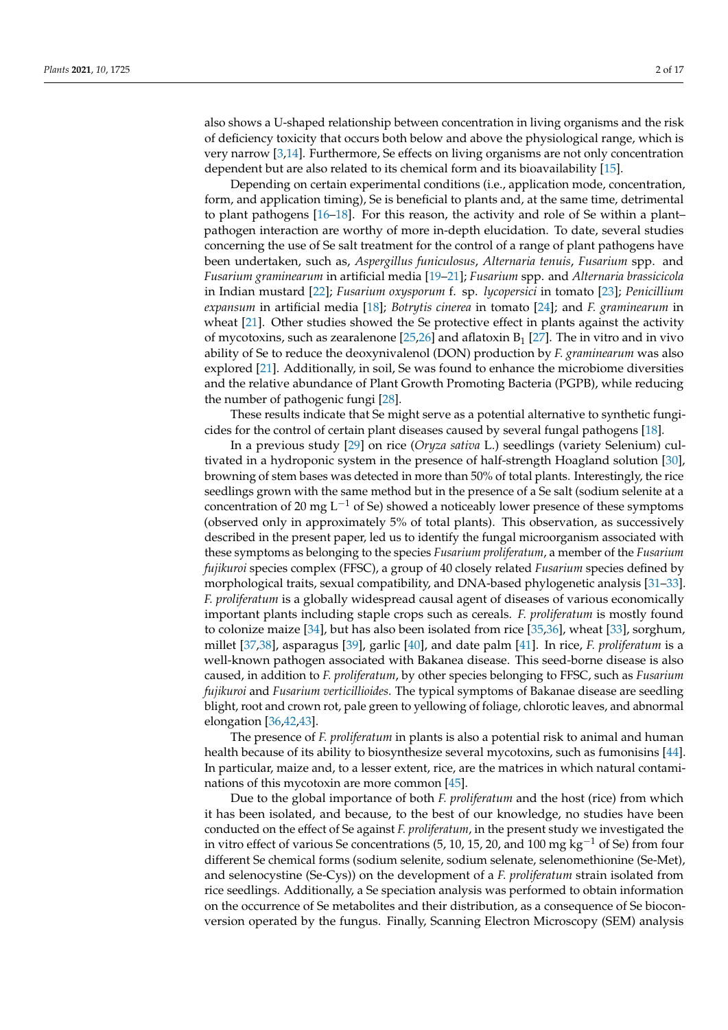also shows a U-shaped relationship between concentration in living organisms and the risk of deficiency toxicity that occurs both below and above the physiological range, which is very narrow [3,14]. Furthermore, Se effects on living organisms are not only concentration dependent but are also related to its chemical form and its bioavailability [15].

Depending on certain experimental conditions (i.e., application mode, concentration, form, and application timing), Se is beneficial to plants and, at the same time, detrimental to plant pathogens [16–18]. For this reason, the activity and role of Se within a plant–pathogen interaction are worthy of more in-depth elucidation. To date, several studies concerning the use of Se salt treatment for the control of a range of plant pathogens have been undertaken, such as, *Aspergillus funiculosus*, *Alternaria tenuis*, *Fusarium* spp. and *Fusarium graminearum* in artificial media [19–21]; *Fusarium* spp. and *Alternaria brassicicola* in Indian mustard [22]; *Fusarium oxysporum* f. sp. *lycopersici* in tomato [23]; *Penicillium expansum* in artificial media [18]; *Botrytis cinerea* in tomato [24]; and *F. graminearum* in wheat [21]. Other studies showed the Se protective effect in plants against the activity of mycotoxins, such as zearalenone [25,26] and aflatoxin $B_1$ [27]. The in vitro and in vivo ability of Se to reduce the deoxynivalenol (DON) production by *F. graminearum* was also explored [21]. Additionally, in soil, Se was found to enhance the microbiome diversities and the relative abundance of Plant Growth Promoting Bacteria (PGPB), while reducing the number of pathogenic fungi [28].

These results indicate that Se might serve as a potential alternative to synthetic fungicides for the control of certain plant diseases caused by several fungal pathogens [18].

In a previous study [29] on rice (*Oryza sativa* L.) seedlings (variety Selenium) cultivated in a hydroponic system in the presence of half-strength Hoagland solution [30], browning of stem bases was detected in more than 50% of total plants. Interestingly, the rice seedlings grown with the same method but in the presence of a Se salt (sodium selenite at a concentration of 20 mg $L^{-1}$ of Se) showed a noticeably lower presence of these symptoms (observed only in approximately 5% of total plants). This observation, as successively described in the present paper, led us to identify the fungal microorganism associated with these symptoms as belonging to the species *Fusarium proliferatum*, a member of the *Fusarium fujikuroi* species complex (FFSC), a group of 40 closely related *Fusarium* species defined by morphological traits, sexual compatibility, and DNA-based phylogenetic analysis [31–33]. *F. proliferatum* is a globally widespread causal agent of diseases of various economically important plants including staple crops such as cereals. *F. proliferatum* is mostly found to colonize maize [34], but has also been isolated from rice [35,36], wheat [33], sorghum, millet [37,38], asparagus [39], garlic [40], and date palm [41]. In rice, *F. proliferatum* is a well-known pathogen associated with Bakanea disease. This seed-borne disease is also caused, in addition to *F. proliferatum*, by other species belonging to FFSC, such as *Fusarium fujikuroi* and *Fusarium verticillioides*. The typical symptoms of Bakanae disease are seedling blight, root and crown rot, pale green to yellowing of foliage, chlorotic leaves, and abnormal elongation [36,42,43].

The presence of *F. proliferatum* in plants is also a potential risk to animal and human health because of its ability to biosynthesize several mycotoxins, such as fumonisins [44]. In particular, maize and, to a lesser extent, rice, are the matrices in which natural contaminations of this mycotoxin are more common [45].

Due to the global importance of both *F. proliferatum* and the host (rice) from which it has been isolated, and because, to the best of our knowledge, no studies have been conducted on the effect of Se against *F. proliferatum*, in the present study we investigated the in vitro effect of various Se concentrations (5, 10, 15, 20, and 100 mg $kg^{-1}$ of Se) from four different Se chemical forms (sodium selenite, sodium selenate, selenomethionine (Se-Met), and selenocystine (Se-Cys)) on the development of a *F. proliferatum* strain isolated from rice seedlings. Additionally, a Se speciation analysis was performed to obtain information on the occurrence of Se metabolites and their distribution, as a consequence of Se bioconversion operated by the fungus. Finally, Scanning Electron Microscopy (SEM) analysis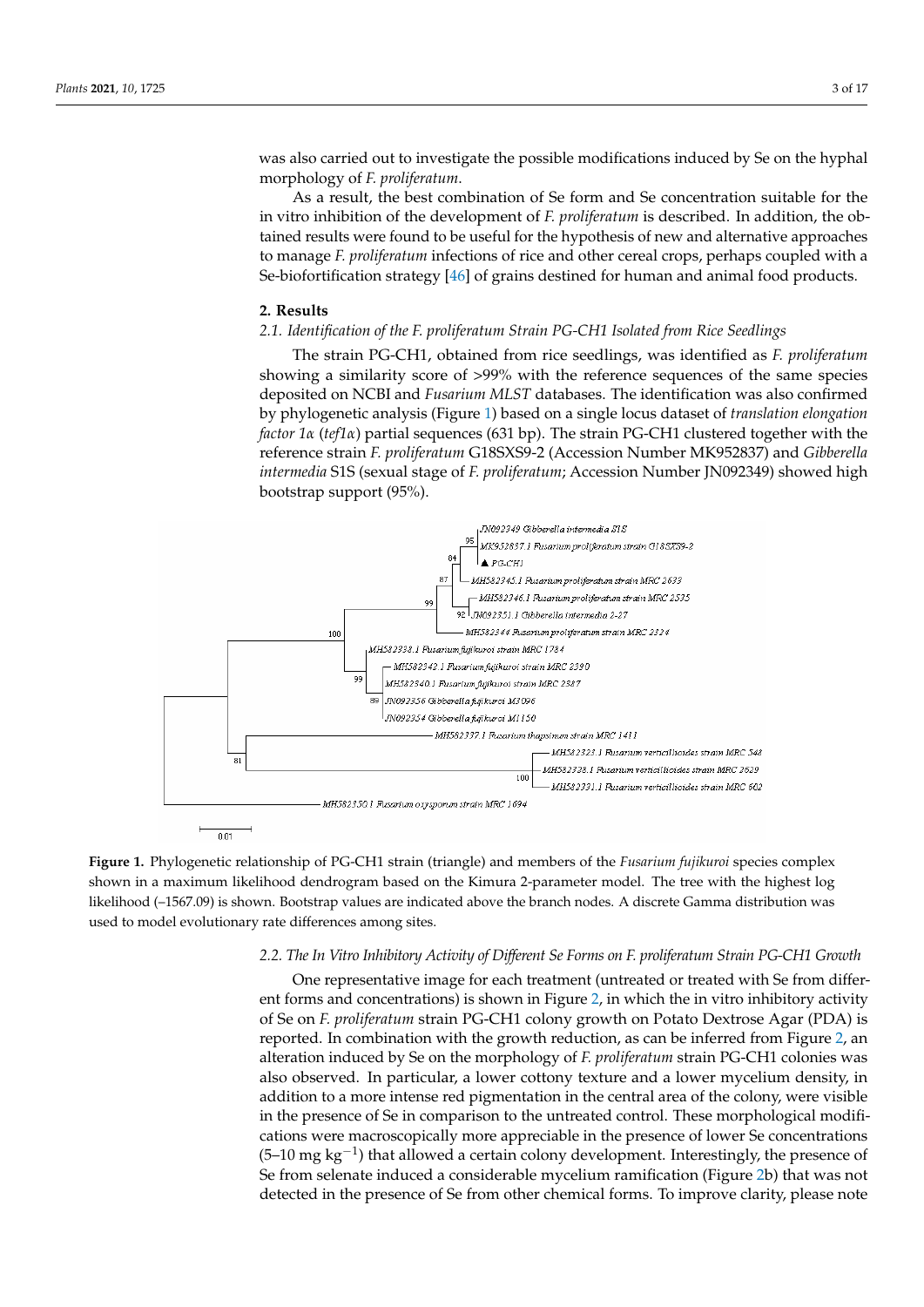was also carried out to investigate the possible modifications induced by Se on the hyphal morphology of *F. proliferatum*.

As a result, the best combination of Se form and Se concentration suitable for the in vitro inhibition of the development of *F. proliferatum* is described. In addition, the obtained results were found to be useful for the hypothesis of new and alternative approaches to manage *F. proliferatum* infections of rice and other cereal crops, perhaps coupled with a Se-biofortification strategy [46] of grains destined for human and animal food products.

## 2. Results

### 2.1. Identification of the F. proliferatum Strain PG-CH1 Isolated from Rice Seedlings

The strain PG-CH1, obtained from rice seedlings, was identified as *F. proliferatum* showing a similarity score of >99% with the reference sequences of the same species deposited on NCBI and *Fusarium MLST* databases. The identification was also confirmed by phylogenetic analysis (Figure 1) based on a single locus dataset of *translation elongation factor 1α* (*tef1α*) partial sequences (631 bp). The strain PG-CH1 clustered together with the reference strain *F. proliferatum* G18SXS9-2 (Accession Number MK952837) and *Gibberella intermedia* S1S (sexual stage of *F. proliferatum*; Accession Number JN092349) showed high bootstrap support (95%).

**Figure 1.** Phylogenetic relationship of PG-CH1 strain (triangle) and members of the *Fusarium fujikuroi* species complex shown in a maximum likelihood dendrogram based on the Kimura 2-parameter model. The tree with the highest log likelihood (–1567.09) is shown. Bootstrap values are indicated above the branch nodes. A discrete Gamma distribution was used to model evolutionary rate differences among sites.

### 2.2. The In Vitro Inhibitory Activity of Different Se Forms on F. proliferatum Strain PG-CH1 Growth

One representative image for each treatment (untreated or treated with Se from different forms and concentrations) is shown in Figure 2, in which the in vitro inhibitory activity of Se on *F. proliferatum* strain PG-CH1 colony growth on Potato Dextrose Agar (PDA) is reported. In combination with the growth reduction, as can be inferred from Figure 2, an alteration induced by Se on the morphology of *F. proliferatum* strain PG-CH1 colonies was also observed. In particular, a lower cottony texture and a lower mycelium density, in addition to a more intense red pigmentation in the central area of the colony, were visible in the presence of Se in comparison to the untreated control. These morphological modifications were macroscopically more appreciable in the presence of lower Se concentrations (5–10 mg $kg^{-1}$) that allowed a certain colony development. Interestingly, the presence of Se from selenate induced a considerable mycelium ramification (Figure 2b) that was not detected in the presence of Se from other chemical forms. To improve clarity, please note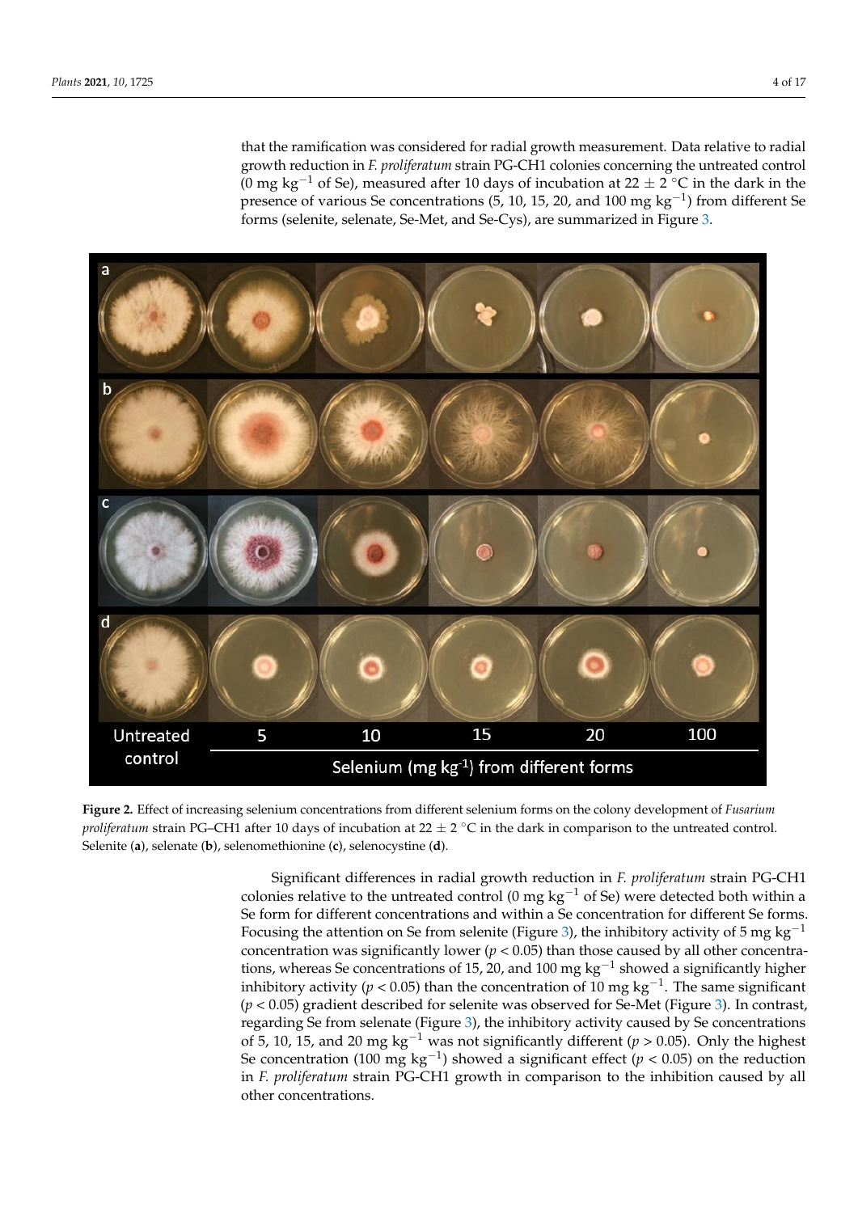that the ramification was considered for radial growth measurement. Data relative to radial growth reduction in *F. proliferatum* strain PG-CH1 colonies concerning the untreated control (0 mg $kg^{-1}$ of Se), measured after 10 days of incubation at 22 ± 2 °C in the dark in the presence of various Se concentrations (5, 10, 15, 20, and 100 mg $kg^{-1}$) from different Se forms (selenite, selenate, Se-Met, and Se-Cys), are summarized in Figure 3.

**Figure 2.** Effect of increasing selenium concentrations from different selenium forms on the colony development of *Fusarium proliferatum* strain PG–CH1 after 10 days of incubation at 22 ± 2 °C in the dark in comparison to the untreated control. Selenite (**a**), selenate (**b**), selenomethionine (**c**), selenocystine (**d**).

Significant differences in radial growth reduction in *F. proliferatum* strain PG-CH1 colonies relative to the untreated control (0 mg $kg^{-1}$ of Se) were detected both within a Se form for different concentrations and within a Se concentration for different Se forms. Focusing the attention on Se from selenite (Figure 3), the inhibitory activity of 5 mg $kg^{-1}$ concentration was significantly lower ($p < 0.05$) than those caused by all other concentrations, whereas Se concentrations of 15, 20, and 100 mg $kg^{-1}$ showed a significantly higher inhibitory activity ($p < 0.05$) than the concentration of 10 mg $kg^{-1}$. The same significant ($p < 0.05$) gradient described for selenite was observed for Se-Met (Figure 3). In contrast, regarding Se from selenate (Figure 3), the inhibitory activity caused by Se concentrations of 5, 10, 15, and 20 mg $kg^{-1}$ was not significantly different ($p > 0.05$). Only the highest Se concentration (100 mg $kg^{-1}$) showed a significant effect ($p < 0.05$) on the reduction in *F. proliferatum* strain PG-CH1 growth in comparison to the inhibition caused by all other concentrations.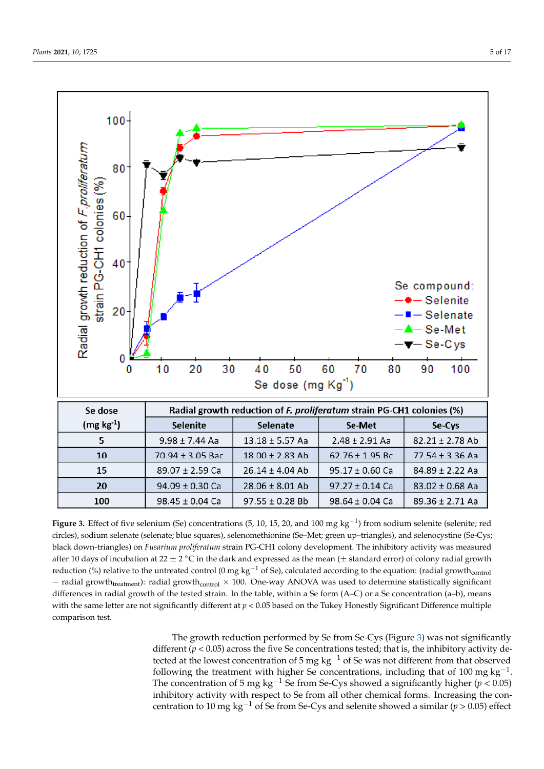| Se dose (mg kg$^{-1}$) | Radial growth reduction of *F. proliferatum* strain PG-CH1 colonies (%) | | | |
|---|---|---|---|---|
| | Selenite | Selenate | Se-Met | Se-Cys |
| 5 | 9.98 ± 7.44 Aa | 13.18 ± 5.57 Aa | 2.48 ± 2.91 Aa | 82.21 ± 2.78 Ab |
| 10 | 70.94 ± 3.05 Bac | 18.00 ± 2.83 Ab | 62.76 ± 1.95 Bc | 77.54 ± 3.36 Aa |
| 15 | 89.07 ± 2.59 Ca | 26.14 ± 4.04 Ab | 95.17 ± 0.60 Ca | 84.89 ± 2.22 Aa |
| 20 | 94.09 ± 0.30 Ca | 28.06 ± 8.01 Ab | 97.27 ± 0.14 Ca | 83.02 ± 0.68 Aa |
| 100 | 98.45 ± 0.04 Ca | 97.55 ± 0.28 Bb | 98.64 ± 0.04 Ca | 89.36 ± 2.71 Aa |

**Figure 3.** Effect of five selenium (Se) concentrations (5, 10, 15, 20, and 100 mg kg$^{-1}$) from sodium selenite (selenite; red circles), sodium selenate (selenate; blue squares), selenomethionine (Se–Met; green up–triangles), and selenocystine (Se-Cys; black down-triangles) on *Fusarium proliferatum* strain PG-CH1 colony development. The inhibitory activity was measured after 10 days of incubation at 22 ± 2 °C in the dark and expressed as the mean (± standard error) of colony radial growth reduction (%) relative to the untreated control (0 mg kg$^{-1}$ of Se), calculated according to the equation: (radial growth$_{control}$ − radial growth$_{treatment}$): radial growth$_{control}$ × 100. One-way ANOVA was used to determine statistically significant differences in radial growth of the tested strain. In the table, within a Se form (A–C) or a Se concentration (a–b), means with the same letter are not significantly different at $p < 0.05$ based on the Tukey Honestly Significant Difference multiple comparison test.

The growth reduction performed by Se from Se-Cys (Figure 3) was not significantly different ($p < 0.05$) across the five Se concentrations tested; that is, the inhibitory activity detected at the lowest concentration of 5 mg kg$^{-1}$ of Se was not different from that observed following the treatment with higher Se concentrations, including that of 100 mg kg$^{-1}$. The concentration of 5 mg kg$^{-1}$ Se from Se-Cys showed a significantly higher ($p < 0.05$) inhibitory activity with respect to Se from all other chemical forms. Increasing the concentration to 10 mg kg$^{-1}$ of Se from Se-Cys and selenite showed a similar ($p > 0.05$) effect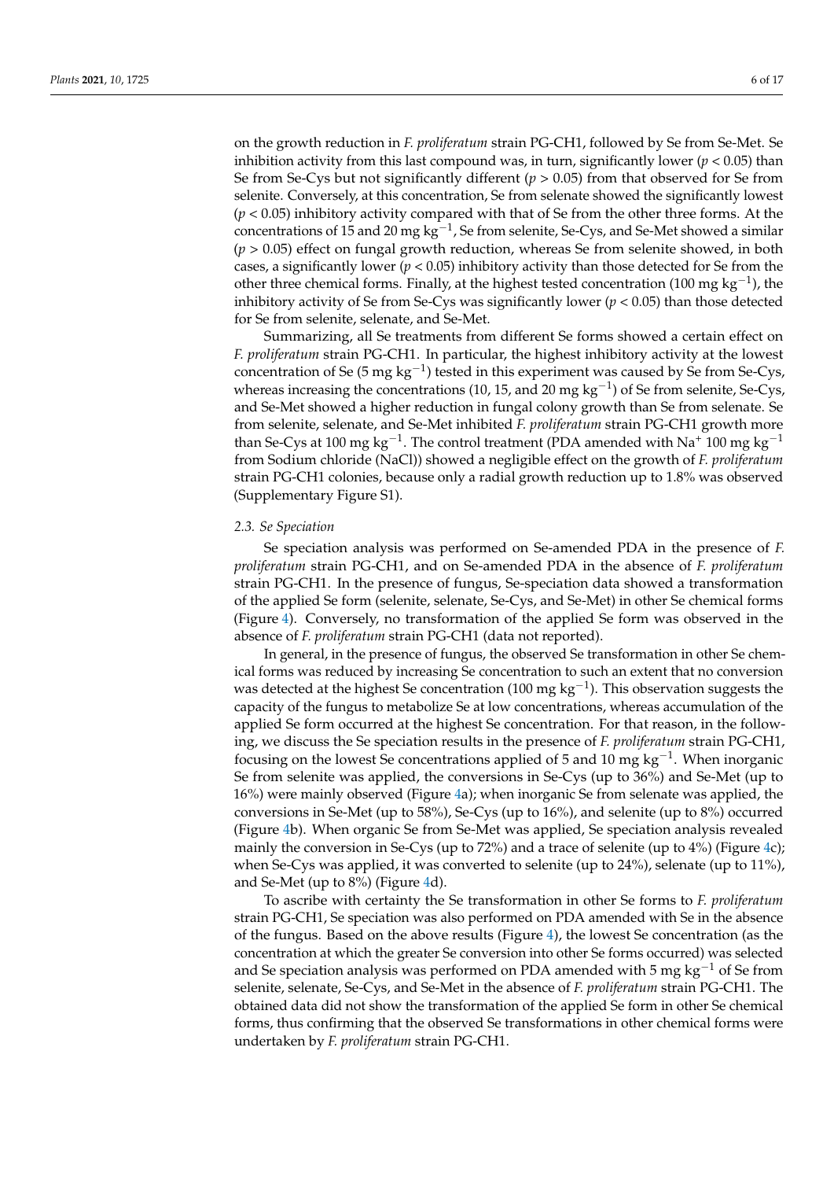on the growth reduction in *F. proliferatum* strain PG-CH1, followed by Se from Se-Met. Se inhibition activity from this last compound was, in turn, significantly lower ($p < 0.05$) than Se from Se-Cys but not significantly different ($p > 0.05$) from that observed for Se from selenite. Conversely, at this concentration, Se from selenate showed the significantly lowest ($p < 0.05$) inhibitory activity compared with that of Se from the other three forms. At the concentrations of 15 and 20 mg $kg^{-1}$, Se from selenite, Se-Cys, and Se-Met showed a similar ($p > 0.05$) effect on fungal growth reduction, whereas Se from selenite showed, in both cases, a significantly lower ($p < 0.05$) inhibitory activity than those detected for Se from the other three chemical forms. Finally, at the highest tested concentration (100 mg $kg^{-1}$), the inhibitory activity of Se from Se-Cys was significantly lower ($p < 0.05$) than those detected for Se from selenite, selenate, and Se-Met.

Summarizing, all Se treatments from different Se forms showed a certain effect on *F. proliferatum* strain PG-CH1. In particular, the highest inhibitory activity at the lowest concentration of Se (5 mg $kg^{-1}$) tested in this experiment was caused by Se from Se-Cys, whereas increasing the concentrations (10, 15, and 20 mg $kg^{-1}$) of Se from selenite, Se-Cys, and Se-Met showed a higher reduction in fungal colony growth than Se from selenate. Se from selenite, selenate, and Se-Met inhibited *F. proliferatum* strain PG-CH1 growth more than Se-Cys at 100 mg $kg^{-1}$. The control treatment (PDA amended with $Na^{+}$ 100 mg $kg^{-1}$ from Sodium chloride (NaCl)) showed a negligible effect on the growth of *F. proliferatum* strain PG-CH1 colonies, because only a radial growth reduction up to 1.8% was observed (Supplementary Figure S1).

### 2.3. Se Speciation

Se speciation analysis was performed on Se-amended PDA in the presence of *F. proliferatum* strain PG-CH1, and on Se-amended PDA in the absence of *F. proliferatum* strain PG-CH1. In the presence of fungus, Se-speciation data showed a transformation of the applied Se form (selenite, selenate, Se-Cys, and Se-Met) in other Se chemical forms (Figure 4). Conversely, no transformation of the applied Se form was observed in the absence of *F. proliferatum* strain PG-CH1 (data not reported).

In general, in the presence of fungus, the observed Se transformation in other Se chemical forms was reduced by increasing Se concentration to such an extent that no conversion was detected at the highest Se concentration (100 mg $kg^{-1}$). This observation suggests the capacity of the fungus to metabolize Se at low concentrations, whereas accumulation of the applied Se form occurred at the highest Se concentration. For that reason, in the following, we discuss the Se speciation results in the presence of *F. proliferatum* strain PG-CH1, focusing on the lowest Se concentrations applied of 5 and 10 mg $kg^{-1}$. When inorganic Se from selenite was applied, the conversions in Se-Cys (up to 36%) and Se-Met (up to 16%) were mainly observed (Figure 4a); when inorganic Se from selenate was applied, the conversions in Se-Met (up to 58%), Se-Cys (up to 16%), and selenite (up to 8%) occurred (Figure 4b). When organic Se from Se-Met was applied, Se speciation analysis revealed mainly the conversion in Se-Cys (up to 72%) and a trace of selenite (up to 4%) (Figure 4c); when Se-Cys was applied, it was converted to selenite (up to 24%), selenate (up to 11%), and Se-Met (up to 8%) (Figure 4d).

To ascribe with certainty the Se transformation in other Se forms to *F. proliferatum* strain PG-CH1, Se speciation was also performed on PDA amended with Se in the absence of the fungus. Based on the above results (Figure 4), the lowest Se concentration (as the concentration at which the greater Se conversion into other Se forms occurred) was selected and Se speciation analysis was performed on PDA amended with 5 mg $kg^{-1}$ of Se from selenite, selenate, Se-Cys, and Se-Met in the absence of *F. proliferatum* strain PG-CH1. The obtained data did not show the transformation of the applied Se form in other Se chemical forms, thus confirming that the observed Se transformations in other chemical forms were undertaken by *F. proliferatum* strain PG-CH1.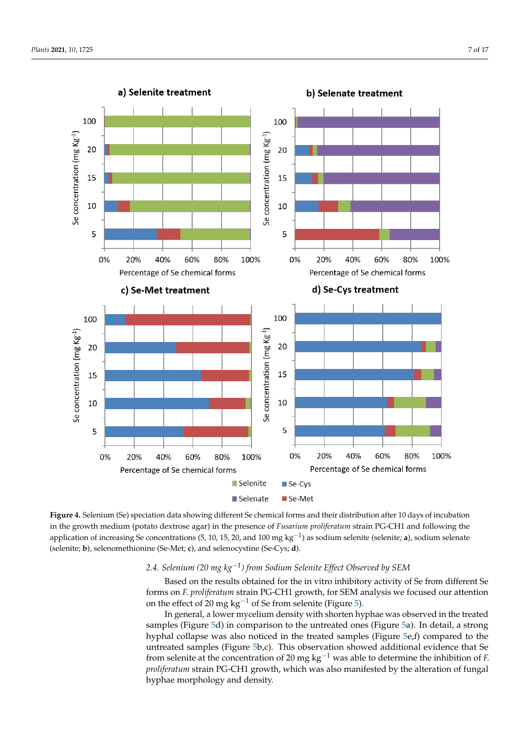**Figure 4.** Selenium (Se) speciation data showing different Se chemical forms and their distribution after 10 days of incubation in the growth medium (potato dextrose agar) in the presence of *Fusarium proliferatum* strain PG-CH1 and following the application of increasing Se concentrations (5, 10, 15, 20, and 100 mg $kg^{-1}$) as sodium selenite (selenite; **a**), sodium selenate (selenite; **b**), selenomethionine (Se-Met; **c**), and selenocystine (Se-Cys; **d**).

### 2.4. Selenium (20 mg $kg^{-1}$) from Sodium Selenite Effect Observed by SEM

Based on the results obtained for the in vitro inhibitory activity of Se from different Se forms on *F. proliferatum* strain PG-CH1 growth, for SEM analysis we focused our attention on the effect of 20 mg $kg^{-1}$ of Se from selenite (Figure 5).

In general, a lower mycelium density with shorten hyphae was observed in the treated samples (Figure 5d) in comparison to the untreated ones (Figure 5a). In detail, a strong hyphal collapse was also noticed in the treated samples (Figure 5e,f) compared to the untreated samples (Figure 5b,c). This observation showed additional evidence that Se from selenite at the concentration of 20 mg $kg^{-1}$ was able to determine the inhibition of *F. proliferatum* strain PG-CH1 growth, which was also manifested by the alteration of fungal hyphae morphology and density.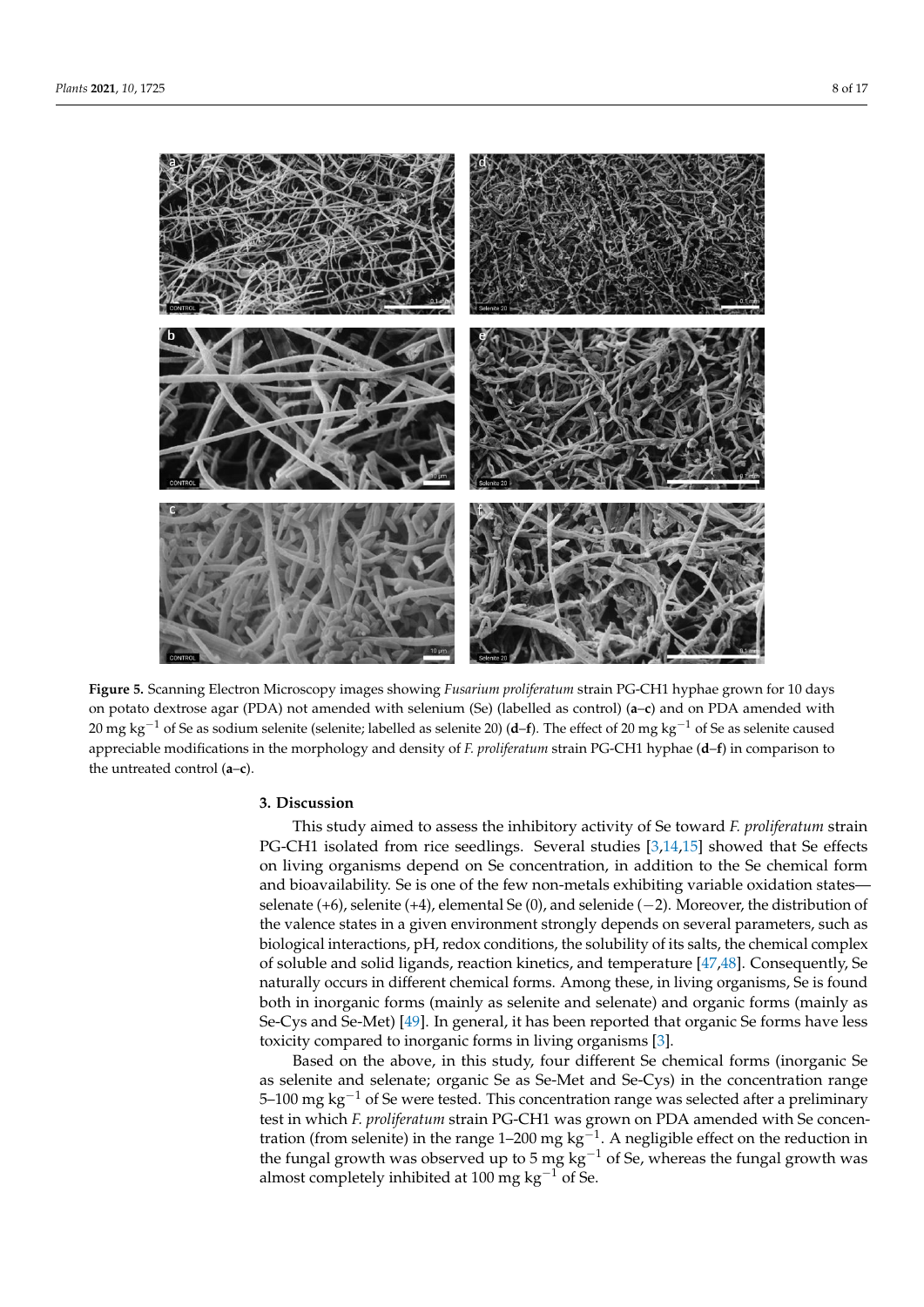**Figure 5.** Scanning Electron Microscopy images showing *Fusarium proliferatum* strain PG-CH1 hyphae grown for 10 days on potato dextrose agar (PDA) not amended with selenium (Se) (labelled as control) (**a**–**c**) and on PDA amended with 20 mg $kg^{-1}$ of Se as sodium selenite (selenite; labelled as selenite 20) (**d**–**f**). The effect of 20 mg $kg^{-1}$ of Se as selenite caused appreciable modifications in the morphology and density of *F. proliferatum* strain PG-CH1 hyphae (**d**–**f**) in comparison to the untreated control (**a**–**c**).

## 3. Discussion

This study aimed to assess the inhibitory activity of Se toward *F. proliferatum* strain PG-CH1 isolated from rice seedlings. Several studies [3,14,15] showed that Se effects on living organisms depend on Se concentration, in addition to the Se chemical form and bioavailability. Se is one of the few non-metals exhibiting variable oxidation states—selenate (+6), selenite (+4), elemental Se (0), and selenide (−2). Moreover, the distribution of the valence states in a given environment strongly depends on several parameters, such as biological interactions, pH, redox conditions, the solubility of its salts, the chemical complex of soluble and solid ligands, reaction kinetics, and temperature [47,48]. Consequently, Se naturally occurs in different chemical forms. Among these, in living organisms, Se is found both in inorganic forms (mainly as selenite and selenate) and organic forms (mainly as Se-Cys and Se-Met) [49]. In general, it has been reported that organic Se forms have less toxicity compared to inorganic forms in living organisms [3].

Based on the above, in this study, four different Se chemical forms (inorganic Se as selenite and selenate; organic Se as Se-Met and Se-Cys) in the concentration range 5–100 mg $kg^{-1}$ of Se were tested. This concentration range was selected after a preliminary test in which *F. proliferatum* strain PG-CH1 was grown on PDA amended with Se concentration (from selenite) in the range 1–200 mg $kg^{-1}$. A negligible effect on the reduction in the fungal growth was observed up to 5 mg $kg^{-1}$ of Se, whereas the fungal growth was almost completely inhibited at 100 mg $kg^{-1}$ of Se.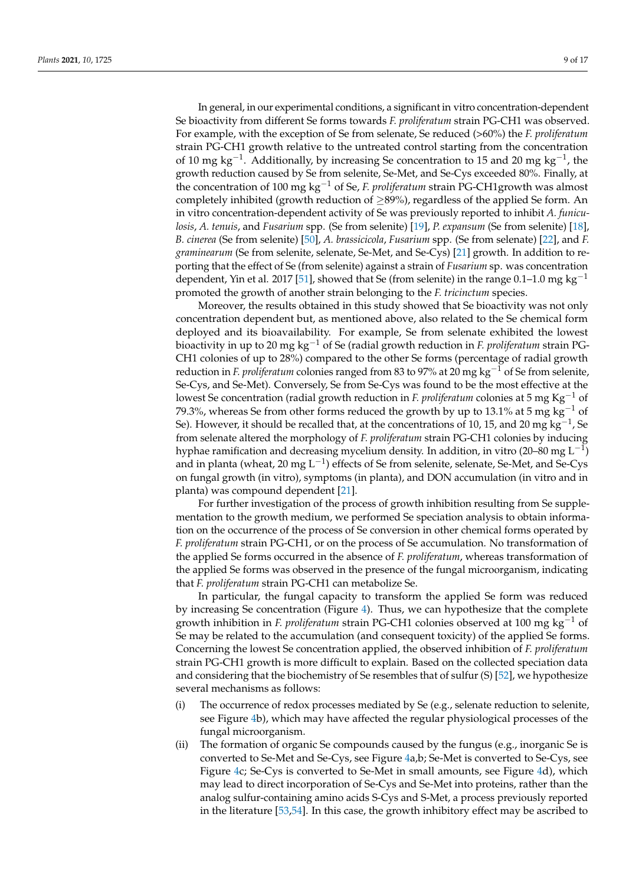In general, in our experimental conditions, a significant in vitro concentration-dependent Se bioactivity from different Se forms towards *F. proliferatum* strain PG-CH1 was observed. For example, with the exception of Se from selenate, Se reduced (>60%) the *F. proliferatum* strain PG-CH1 growth relative to the untreated control starting from the concentration of 10 mg $kg^{-1}$. Additionally, by increasing Se concentration to 15 and 20 mg $kg^{-1}$, the growth reduction caused by Se from selenite, Se-Met, and Se-Cys exceeded 80%. Finally, at the concentration of 100 mg $kg^{-1}$ of Se, *F. proliferatum* strain PG-CH1growth was almost completely inhibited (growth reduction of ≥89%), regardless of the applied Se form. An in vitro concentration-dependent activity of Se was previously reported to inhibit *A. funiculosis*, *A. tenuis*, and *Fusarium* spp. (Se from selenite) [19], *P. expansum* (Se from selenite) [18], *B. cinerea* (Se from selenite) [50], *A. brassicicola*, *Fusarium* spp. (Se from selenate) [22], and *F. graminearum* (Se from selenite, selenate, Se-Met, and Se-Cys) [21] growth. In addition to reporting that the effect of Se (from selenite) against a strain of *Fusarium* sp. was concentration dependent, Yin et al. 2017 [51], showed that Se (from selenite) in the range 0.1–1.0 mg $kg^{-1}$ promoted the growth of another strain belonging to the *F. tricinctum* species.

Moreover, the results obtained in this study showed that Se bioactivity was not only concentration dependent but, as mentioned above, also related to the Se chemical form deployed and its bioavailability. For example, Se from selenate exhibited the lowest bioactivity in up to 20 mg $kg^{-1}$ of Se (radial growth reduction in *F. proliferatum* strain PG-CH1 colonies of up to 28%) compared to the other Se forms (percentage of radial growth reduction in *F. proliferatum* colonies ranged from 83 to 97% at 20 mg $kg^{-1}$ of Se from selenite, Se-Cys, and Se-Met). Conversely, Se from Se-Cys was found to be the most effective at the lowest Se concentration (radial growth reduction in *F. proliferatum* colonies at 5 mg $Kg^{-1}$ of 79.3%, whereas Se from other forms reduced the growth by up to 13.1% at 5 mg $kg^{-1}$ of Se). However, it should be recalled that, at the concentrations of 10, 15, and 20 mg $kg^{-1}$, Se from selenate altered the morphology of *F. proliferatum* strain PG-CH1 colonies by inducing hyphae ramification and decreasing mycelium density. In addition, in vitro (20–80 mg $L^{-1}$) and in planta (wheat, 20 mg $L^{-1}$) effects of Se from selenite, selenate, Se-Met, and Se-Cys on fungal growth (in vitro), symptoms (in planta), and DON accumulation (in vitro and in planta) was compound dependent [21].

For further investigation of the process of growth inhibition resulting from Se supplementation to the growth medium, we performed Se speciation analysis to obtain information on the occurrence of the process of Se conversion in other chemical forms operated by *F. proliferatum* strain PG-CH1, or on the process of Se accumulation. No transformation of the applied Se forms occurred in the absence of *F. proliferatum*, whereas transformation of the applied Se forms was observed in the presence of the fungal microorganism, indicating that *F. proliferatum* strain PG-CH1 can metabolize Se.

In particular, the fungal capacity to transform the applied Se form was reduced by increasing Se concentration (Figure 4). Thus, we can hypothesize that the complete growth inhibition in *F. proliferatum* strain PG-CH1 colonies observed at 100 mg $kg^{-1}$ of Se may be related to the accumulation (and consequent toxicity) of the applied Se forms. Concerning the lowest Se concentration applied, the observed inhibition of *F. proliferatum* strain PG-CH1 growth is more difficult to explain. Based on the collected speciation data and considering that the biochemistry of Se resembles that of sulfur (S) [52], we hypothesize several mechanisms as follows:

(i) The occurrence of redox processes mediated by Se (e.g., selenate reduction to selenite, see Figure 4b), which may have affected the regular physiological processes of the fungal microorganism.

(ii) The formation of organic Se compounds caused by the fungus (e.g., inorganic Se is converted to Se-Met and Se-Cys, see Figure 4a,b; Se-Met is converted to Se-Cys, see Figure 4c; Se-Cys is converted to Se-Met in small amounts, see Figure 4d), which may lead to direct incorporation of Se-Cys and Se-Met into proteins, rather than the analog sulfur-containing amino acids S-Cys and S-Met, a process previously reported in the literature [53,54]. In this case, the growth inhibitory effect may be ascribed to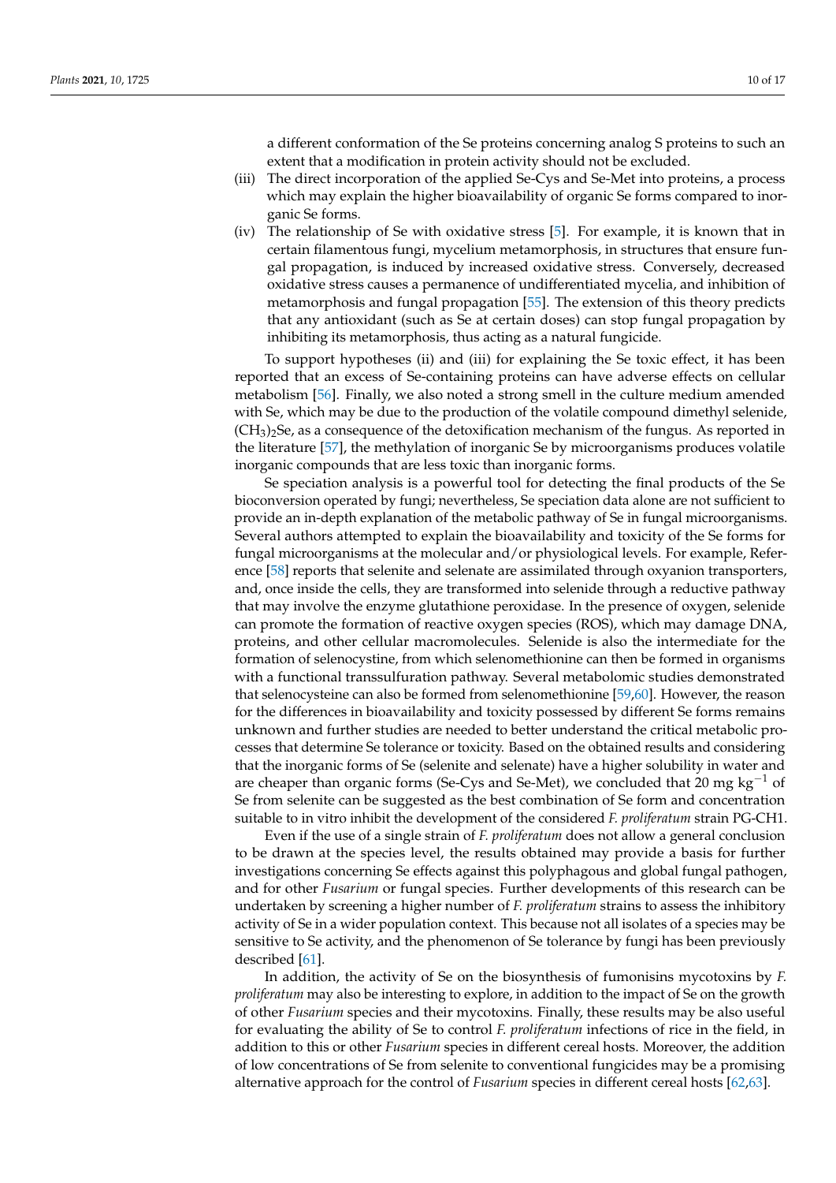a different conformation of the Se proteins concerning analog S proteins to such an extent that a modification in protein activity should not be excluded.

(iii) The direct incorporation of the applied Se-Cys and Se-Met into proteins, a process which may explain the higher bioavailability of organic Se forms compared to inorganic Se forms.

(iv) The relationship of Se with oxidative stress [5]. For example, it is known that in certain filamentous fungi, mycelium metamorphosis, in structures that ensure fungal propagation, is induced by increased oxidative stress. Conversely, decreased oxidative stress causes a permanence of undifferentiated mycelia, and inhibition of metamorphosis and fungal propagation [55]. The extension of this theory predicts that any antioxidant (such as Se at certain doses) can stop fungal propagation by inhibiting its metamorphosis, thus acting as a natural fungicide.

To support hypotheses (ii) and (iii) for explaining the Se toxic effect, it has been reported that an excess of Se-containing proteins can have adverse effects on cellular metabolism [56]. Finally, we also noted a strong smell in the culture medium amended with Se, which may be due to the production of the volatile compound dimethyl selenide, $(CH_3)_2Se$, as a consequence of the detoxification mechanism of the fungus. As reported in the literature [57], the methylation of inorganic Se by microorganisms produces volatile inorganic compounds that are less toxic than inorganic forms.

Se speciation analysis is a powerful tool for detecting the final products of the Se bioconversion operated by fungi; nevertheless, Se speciation data alone are not sufficient to provide an in-depth explanation of the metabolic pathway of Se in fungal microorganisms. Several authors attempted to explain the bioavailability and toxicity of the Se forms for fungal microorganisms at the molecular and/or physiological levels. For example, Reference [58] reports that selenite and selenate are assimilated through oxyanion transporters, and, once inside the cells, they are transformed into selenide through a reductive pathway that may involve the enzyme glutathione peroxidase. In the presence of oxygen, selenide can promote the formation of reactive oxygen species (ROS), which may damage DNA, proteins, and other cellular macromolecules. Selenide is also the intermediate for the formation of selenocystine, from which selenomethionine can then be formed in organisms with a functional transsulfuration pathway. Several metabolomic studies demonstrated that selenocysteine can also be formed from selenomethionine [59,60]. However, the reason for the differences in bioavailability and toxicity possessed by different Se forms remains unknown and further studies are needed to better understand the critical metabolic processes that determine Se tolerance or toxicity. Based on the obtained results and considering that the inorganic forms of Se (selenite and selenate) have a higher solubility in water and are cheaper than organic forms (Se-Cys and Se-Met), we concluded that 20 mg $kg^{-1}$ of Se from selenite can be suggested as the best combination of Se form and concentration suitable to in vitro inhibit the development of the considered *F. proliferatum* strain PG-CH1.

Even if the use of a single strain of *F. proliferatum* does not allow a general conclusion to be drawn at the species level, the results obtained may provide a basis for further investigations concerning Se effects against this polyphagous and global fungal pathogen, and for other *Fusarium* or fungal species. Further developments of this research can be undertaken by screening a higher number of *F. proliferatum* strains to assess the inhibitory activity of Se in a wider population context. This because not all isolates of a species may be sensitive to Se activity, and the phenomenon of Se tolerance by fungi has been previously described [61].

In addition, the activity of Se on the biosynthesis of fumonisins mycotoxins by *F. proliferatum* may also be interesting to explore, in addition to the impact of Se on the growth of other *Fusarium* species and their mycotoxins. Finally, these results may be also useful for evaluating the ability of Se to control *F. proliferatum* infections of rice in the field, in addition to this or other *Fusarium* species in different cereal hosts. Moreover, the addition of low concentrations of Se from selenite to conventional fungicides may be a promising alternative approach for the control of *Fusarium* species in different cereal hosts [62,63].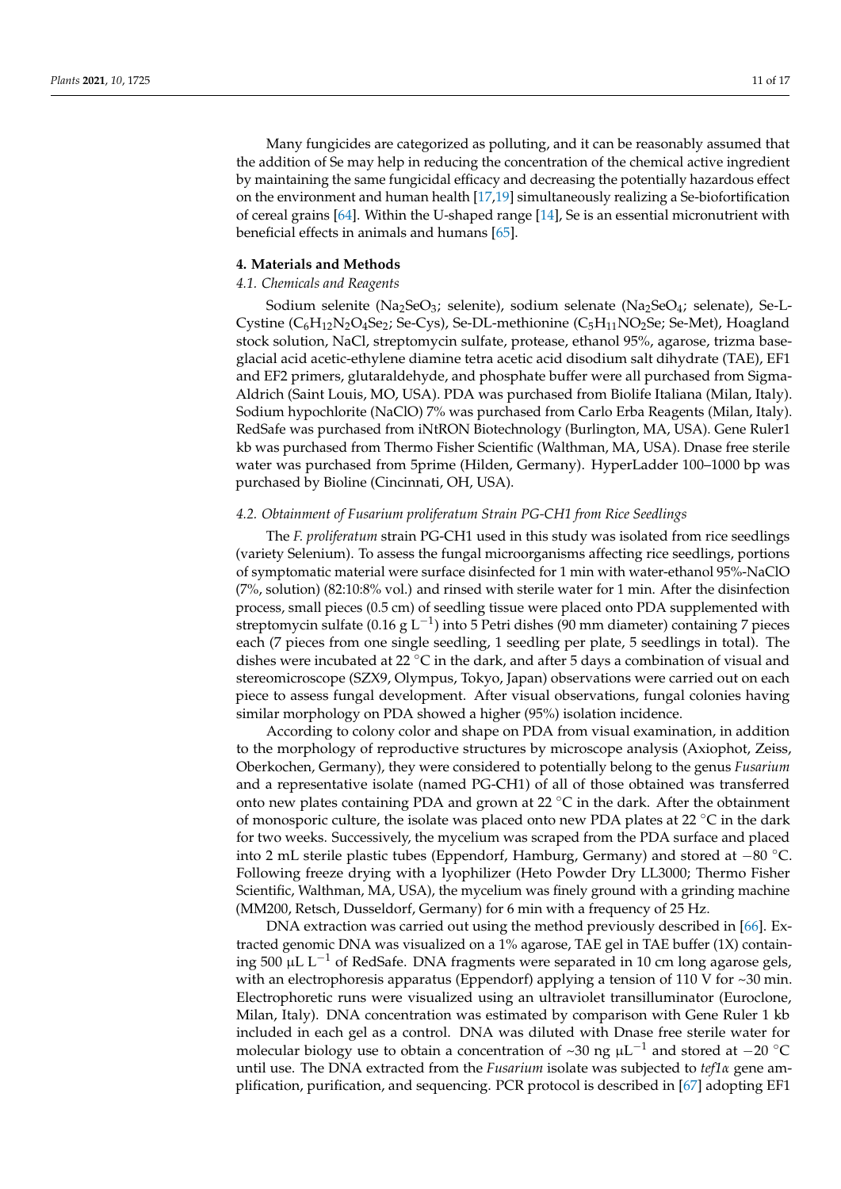Many fungicides are categorized as polluting, and it can be reasonably assumed that the addition of Se may help in reducing the concentration of the chemical active ingredient by maintaining the same fungicidal efficacy and decreasing the potentially hazardous effect on the environment and human health [17,19] simultaneously realizing a Se-biofortification of cereal grains [64]. Within the U-shaped range [14], Se is an essential micronutrient with beneficial effects in animals and humans [65].

## 4. Materials and Methods

### 4.1. Chemicals and Reagents

Sodium selenite ($Na_2SeO_3$; selenite), sodium selenate ($Na_2SeO_4$; selenate), Se-L-Cystine ($C_6H_{12}N_2O_4Se_2$; Se-Cys), Se-DL-methionine ($C_5H_{11}NO_2Se$; Se-Met), Hoagland stock solution, NaCl, streptomycin sulfate, protease, ethanol 95%, agarose, trizma base-glacial acid acetic-ethylene diamine tetra acetic acid disodium salt dihydrate (TAE), EF1 and EF2 primers, glutaraldehyde, and phosphate buffer were all purchased from Sigma-Aldrich (Saint Louis, MO, USA). PDA was purchased from Biolife Italiana (Milan, Italy). Sodium hypochlorite (NaClO) 7% was purchased from Carlo Erba Reagents (Milan, Italy). RedSafe was purchased from iNtRON Biotechnology (Burlington, MA, USA). Gene Ruler1 kb was purchased from Thermo Fisher Scientific (Walthman, MA, USA). Dnase free sterile water was purchased from 5prime (Hilden, Germany). HyperLadder 100–1000 bp was purchased by Bioline (Cincinnati, OH, USA).

### 4.2. Obtainment of Fusarium proliferatum Strain PG-CH1 from Rice Seedlings

The *F. proliferatum* strain PG-CH1 used in this study was isolated from rice seedlings (variety Selenium). To assess the fungal microorganisms affecting rice seedlings, portions of symptomatic material were surface disinfected for 1 min with water-ethanol 95%-NaClO (7%, solution) (82:10:8% vol.) and rinsed with sterile water for 1 min. After the disinfection process, small pieces (0.5 cm) of seedling tissue were placed onto PDA supplemented with streptomycin sulfate (0.16 g $L^{-1}$) into 5 Petri dishes (90 mm diameter) containing 7 pieces each (7 pieces from one single seedling, 1 seedling per plate, 5 seedlings in total). The dishes were incubated at 22 °C in the dark, and after 5 days a combination of visual and stereomicroscope (SZX9, Olympus, Tokyo, Japan) observations were carried out on each piece to assess fungal development. After visual observations, fungal colonies having similar morphology on PDA showed a higher (95%) isolation incidence.

According to colony color and shape on PDA from visual examination, in addition to the morphology of reproductive structures by microscope analysis (Axiophot, Zeiss, Oberkochen, Germany), they were considered to potentially belong to the genus *Fusarium* and a representative isolate (named PG-CH1) of all of those obtained was transferred onto new plates containing PDA and grown at 22 °C in the dark. After the obtainment of monosporic culture, the isolate was placed onto new PDA plates at 22 °C in the dark for two weeks. Successively, the mycelium was scraped from the PDA surface and placed into 2 mL sterile plastic tubes (Eppendorf, Hamburg, Germany) and stored at −80 °C. Following freeze drying with a lyophilizer (Heto Powder Dry LL3000; Thermo Fisher Scientific, Walthman, MA, USA), the mycelium was finely ground with a grinding machine (MM200, Retsch, Dusseldorf, Germany) for 6 min with a frequency of 25 Hz.

DNA extraction was carried out using the method previously described in [66]. Extracted genomic DNA was visualized on a 1% agarose, TAE gel in TAE buffer (1X) containing 500 µL $L^{-1}$ of RedSafe. DNA fragments were separated in 10 cm long agarose gels, with an electrophoresis apparatus (Eppendorf) applying a tension of 110 V for ~30 min. Electrophoretic runs were visualized using an ultraviolet transilluminator (Euroclone, Milan, Italy). DNA concentration was estimated by comparison with Gene Ruler 1 kb included in each gel as a control. DNA was diluted with Dnase free sterile water for molecular biology use to obtain a concentration of ~30 ng µ$L^{-1}$ and stored at −20 °C until use. The DNA extracted from the *Fusarium* isolate was subjected to *tef1α* gene amplification, purification, and sequencing. PCR protocol is described in [67] adopting EF1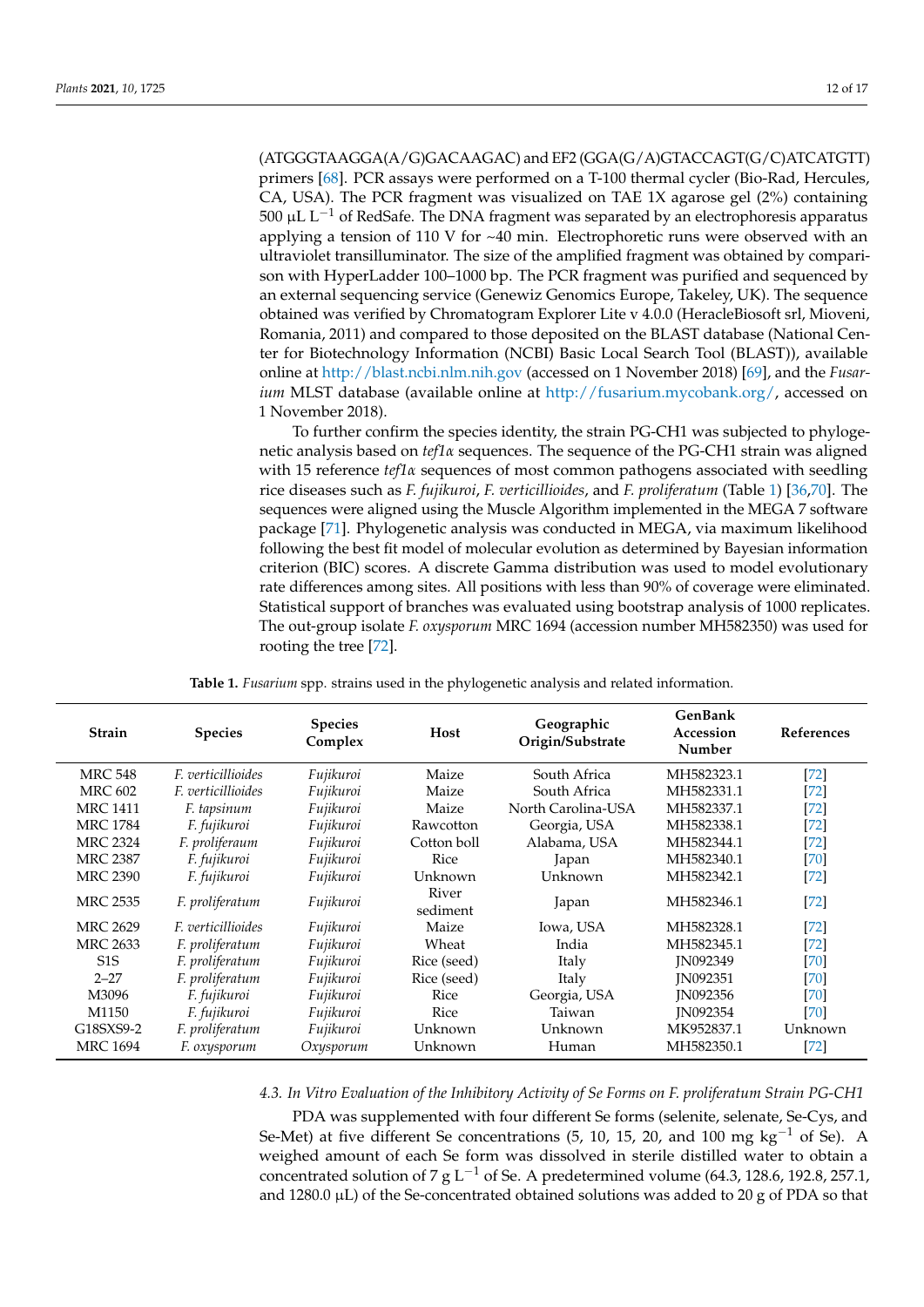(ATGGGTAAGGA(A/G)GACAAGAC) and EF2 (GGA(G/A)GTACCAGT(G/C)ATCATGTT) primers [68]. PCR assays were performed on a T-100 thermal cycler (Bio-Rad, Hercules, CA, USA). The PCR fragment was visualized on TAE 1X agarose gel (2%) containing 500 µL $L^{-1}$ of RedSafe. The DNA fragment was separated by an electrophoresis apparatus applying a tension of 110 V for ~40 min. Electrophoretic runs were observed with an ultraviolet transilluminator. The size of the amplified fragment was obtained by comparison with HyperLadder 100–1000 bp. The PCR fragment was purified and sequenced by an external sequencing service (Genewiz Genomics Europe, Takeley, UK). The sequence obtained was verified by Chromatogram Explorer Lite v 4.0.0 (HeracleBiosoft srl, Mioveni, Romania, 2011) and compared to those deposited on the BLAST database (National Center for Biotechnology Information (NCBI) Basic Local Search Tool (BLAST)), available online at http://blast.ncbi.nlm.nih.gov (accessed on 1 November 2018) [69], and the *Fusarium* MLST database (available online at http://fusarium.mycobank.org/, accessed on 1 November 2018).

To further confirm the species identity, the strain PG-CH1 was subjected to phylogenetic analysis based on *tef1α* sequences. The sequence of the PG-CH1 strain was aligned with 15 reference *tef1α* sequences of most common pathogens associated with seedling rice diseases such as *F. fujikuroi*, *F. verticillioides*, and *F. proliferatum* (Table 1) [36,70]. The sequences were aligned using the Muscle Algorithm implemented in the MEGA 7 software package [71]. Phylogenetic analysis was conducted in MEGA, via maximum likelihood following the best fit model of molecular evolution as determined by Bayesian information criterion (BIC) scores. A discrete Gamma distribution was used to model evolutionary rate differences among sites. All positions with less than 90% of coverage were eliminated. Statistical support of branches was evaluated using bootstrap analysis of 1000 replicates. The out-group isolate *F. oxysporum* MRC 1694 (accession number MH582350) was used for rooting the tree [72].

**Table 1.** *Fusarium* spp. strains used in the phylogenetic analysis and related information.

| Strain | Species | Species Complex | Host | Geographic Origin/Substrate | GenBank Accession Number | References |
|---|---|---|---|---|---|---|
| MRC 548 | *F. verticillioides* | *Fujikuroi* | Maize | South Africa | MH582323.1 | [72] |
| MRC 602 | *F. verticillioides* | *Fujikuroi* | Maize | South Africa | MH582331.1 | [72] |
| MRC 1411 | *F. tapsinum* | *Fujikuroi* | Maize | North Carolina-USA | MH582337.1 | [72] |
| MRC 1784 | *F. fujikuroi* | *Fujikuroi* | Rawcotton | Georgia, USA | MH582338.1 | [72] |
| MRC 2324 | *F. proliferaum* | *Fujikuroi* | Cotton boll | Alabama, USA | MH582344.1 | [72] |
| MRC 2387 | *F. fujikuroi* | *Fujikuroi* | Rice | Japan | MH582340.1 | [70] |
| MRC 2390 | *F. fujikuroi* | *Fujikuroi* | Unknown | Unknown | MH582342.1 | [72] |
| MRC 2535 | *F. proliferatum* | *Fujikuroi* | River sediment | Japan | MH582346.1 | [72] |
| MRC 2629 | *F. verticillioides* | *Fujikuroi* | Maize | Iowa, USA | MH582328.1 | [72] |
| MRC 2633 | *F. proliferatum* | *Fujikuroi* | Wheat | India | MH582345.1 | [72] |
| S1S | *F. proliferatum* | *Fujikuroi* | Rice (seed) | Italy | JN092349 | [70] |
| 2–27 | *F. proliferatum* | *Fujikuroi* | Rice (seed) | Italy | JN092351 | [70] |
| M3096 | *F. fujikuroi* | *Fujikuroi* | Rice | Georgia, USA | JN092356 | [70] |
| M1150 | *F. fujikuroi* | *Fujikuroi* | Rice | Taiwan | JN092354 | [70] |
| G18SXS9-2 | *F. proliferatum* | *Fujikuroi* | Unknown | Unknown | MK952837.1 | Unknown |
| MRC 1694 | *F. oxysporum* | *Oxysporum* | Unknown | Human | MH582350.1 | [72] |

*4.3. In Vitro Evaluation of the Inhibitory Activity of Se Forms on F. proliferatum Strain PG-CH1*

PDA was supplemented with four different Se forms (selenite, selenate, Se-Cys, and Se-Met) at five different Se concentrations (5, 10, 15, 20, and 100 mg $kg^{-1}$ of Se). A weighed amount of each Se form was dissolved in sterile distilled water to obtain a concentrated solution of 7 g $L^{-1}$ of Se. A predetermined volume (64.3, 128.6, 192.8, 257.1, and 1280.0 µL) of the Se-concentrated obtained solutions was added to 20 g of PDA so that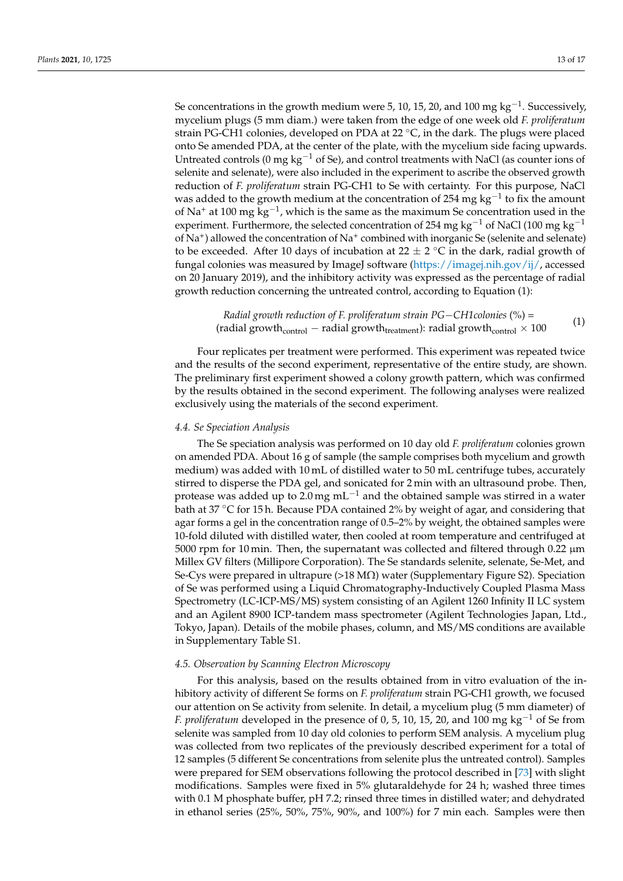Se concentrations in the growth medium were 5, 10, 15, 20, and 100 mg $kg^{-1}$. Successively, mycelium plugs (5 mm diam.) were taken from the edge of one week old *F. proliferatum* strain PG-CH1 colonies, developed on PDA at 22 °C, in the dark. The plugs were placed onto Se amended PDA, at the center of the plate, with the mycelium side facing upwards. Untreated controls (0 mg $kg^{-1}$ of Se), and control treatments with NaCl (as counter ions of selenite and selenate), were also included in the experiment to ascribe the observed growth reduction of *F. proliferatum* strain PG-CH1 to Se with certainty. For this purpose, NaCl was added to the growth medium at the concentration of 254 mg $kg^{-1}$ to fix the amount of $Na^+$ at 100 mg $kg^{-1}$, which is the same as the maximum Se concentration used in the experiment. Furthermore, the selected concentration of 254 mg $kg^{-1}$ of NaCl (100 mg $kg^{-1}$ of $Na^+$) allowed the concentration of $Na^+$ combined with inorganic Se (selenite and selenate) to be exceeded. After 10 days of incubation at 22 ± 2 °C in the dark, radial growth of fungal colonies was measured by ImageJ software (https://imagej.nih.gov/ij/, accessed on 20 January 2019), and the inhibitory activity was expressed as the percentage of radial growth reduction concerning the untreated control, according to Equation (1):

$$\textit{Radial growth reduction of F. proliferatum strain PG-CH1colonies } (\%) = (\text{radial growth}_{\text{control}} - \text{radial growth}_{\text{treatment}}) : \text{radial growth}_{\text{control}} \times 100 \quad (1)$$

Four replicates per treatment were performed. This experiment was repeated twice and the results of the second experiment, representative of the entire study, are shown. The preliminary first experiment showed a colony growth pattern, which was confirmed by the results obtained in the second experiment. The following analyses were realized exclusively using the materials of the second experiment.

### 4.4. Se Speciation Analysis

The Se speciation analysis was performed on 10 day old *F. proliferatum* colonies grown on amended PDA. About 16 g of sample (the sample comprises both mycelium and growth medium) was added with 10 mL of distilled water to 50 mL centrifuge tubes, accurately stirred to disperse the PDA gel, and sonicated for 2 min with an ultrasound probe. Then, protease was added up to 2.0 mg $mL^{-1}$ and the obtained sample was stirred in a water bath at 37 °C for 15 h. Because PDA contained 2% by weight of agar, and considering that agar forms a gel in the concentration range of 0.5–2% by weight, the obtained samples were 10-fold diluted with distilled water, then cooled at room temperature and centrifuged at 5000 rpm for 10 min. Then, the supernatant was collected and filtered through 0.22 µm Millex GV filters (Millipore Corporation). The Se standards selenite, selenate, Se-Met, and Se-Cys were prepared in ultrapure (>18 MΩ) water (Supplementary Figure S2). Speciation of Se was performed using a Liquid Chromatography-Inductively Coupled Plasma Mass Spectrometry (LC-ICP-MS/MS) system consisting of an Agilent 1260 Infinity II LC system and an Agilent 8900 ICP-tandem mass spectrometer (Agilent Technologies Japan, Ltd., Tokyo, Japan). Details of the mobile phases, column, and MS/MS conditions are available in Supplementary Table S1.

### 4.5. Observation by Scanning Electron Microscopy

For this analysis, based on the results obtained from in vitro evaluation of the inhibitory activity of different Se forms on *F. proliferatum* strain PG-CH1 growth, we focused our attention on Se activity from selenite. In detail, a mycelium plug (5 mm diameter) of *F. proliferatum* developed in the presence of 0, 5, 10, 15, 20, and 100 mg $kg^{-1}$ of Se from selenite was sampled from 10 day old colonies to perform SEM analysis. A mycelium plug was collected from two replicates of the previously described experiment for a total of 12 samples (5 different Se concentrations from selenite plus the untreated control). Samples were prepared for SEM observations following the protocol described in [73] with slight modifications. Samples were fixed in 5% glutaraldehyde for 24 h; washed three times with 0.1 M phosphate buffer, pH 7.2; rinsed three times in distilled water; and dehydrated in ethanol series (25%, 50%, 75%, 90%, and 100%) for 7 min each. Samples were then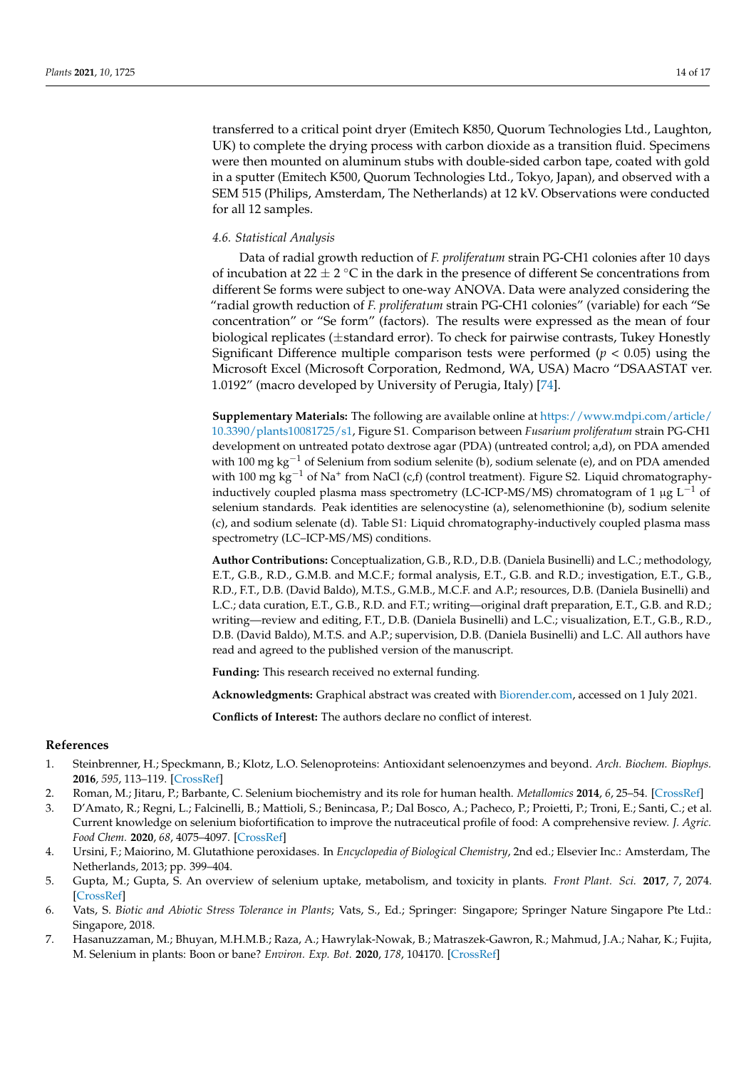transferred to a critical point dryer (Emitech K850, Quorum Technologies Ltd., Laughton, UK) to complete the drying process with carbon dioxide as a transition fluid. Specimens were then mounted on aluminum stubs with double-sided carbon tape, coated with gold in a sputter (Emitech K500, Quorum Technologies Ltd., Tokyo, Japan), and observed with a SEM 515 (Philips, Amsterdam, The Netherlands) at 12 kV. Observations were conducted for all 12 samples.

### 4.6. Statistical Analysis

Data of radial growth reduction of *F. proliferatum* strain PG-CH1 colonies after 10 days of incubation at 22 ± 2 °C in the dark in the presence of different Se concentrations from different Se forms were subject to one-way ANOVA. Data were analyzed considering the "radial growth reduction of *F. proliferatum* strain PG-CH1 colonies" (variable) for each "Se concentration" or "Se form" (factors). The results were expressed as the mean of four biological replicates (±standard error). To check for pairwise contrasts, Tukey Honestly Significant Difference multiple comparison tests were performed ($p < 0.05$) using the Microsoft Excel (Microsoft Corporation, Redmond, WA, USA) Macro "DSAASTAT ver. 1.0192" (macro developed by University of Perugia, Italy) [74].

**Supplementary Materials:** The following are available online at https://www.mdpi.com/article/10.3390/plants10081725/s1, Figure S1. Comparison between *Fusarium proliferatum* strain PG-CH1 development on untreated potato dextrose agar (PDA) (untreated control; a,d), on PDA amended with 100 mg kg$^{-1}$ of Selenium from sodium selenite (b), sodium selenate (e), and on PDA amended with 100 mg kg$^{-1}$ of $Na^+$ from NaCl (c,f) (control treatment). Figure S2. Liquid chromatography-inductively coupled plasma mass spectrometry (LC-ICP-MS/MS) chromatogram of 1 µg L$^{-1}$ of selenium standards. Peak identities are selenocystine (a), selenomethionine (b), sodium selenite (c), and sodium selenate (d). Table S1: Liquid chromatography-inductively coupled plasma mass spectrometry (LC–ICP-MS/MS) conditions.

**Author Contributions:** Conceptualization, G.B., R.D., D.B. (Daniela Businelli) and L.C.; methodology, E.T., G.B., R.D., G.M.B. and M.C.F.; formal analysis, E.T., G.B. and R.D.; investigation, E.T., G.B., R.D., F.T., D.B. (David Baldo), M.T.S., G.M.B., M.C.F. and A.P.; resources, D.B. (Daniela Businelli) and L.C.; data curation, E.T., G.B., R.D. and F.T.; writing—original draft preparation, E.T., G.B. and R.D.; writing—review and editing, F.T., D.B. (Daniela Businelli) and L.C.; visualization, E.T., G.B., R.D., D.B. (David Baldo), M.T.S. and A.P.; supervision, D.B. (Daniela Businelli) and L.C. All authors have read and agreed to the published version of the manuscript.

**Funding:** This research received no external funding.

**Acknowledgments:** Graphical abstract was created with Biorender.com, accessed on 1 July 2021.

**Conflicts of Interest:** The authors declare no conflict of interest.

## References

1. Steinbrenner, H.; Speckmann, B.; Klotz, L.O. Selenoproteins: Antioxidant selenoenzymes and beyond. *Arch. Biochem. Biophys.* **2016**, *595*, 113–119. [CrossRef]
2. Roman, M.; Jitaru, P.; Barbante, C. Selenium biochemistry and its role for human health. *Metallomics* **2014**, *6*, 25–54. [CrossRef]
3. D'Amato, R.; Regni, L.; Falcinelli, B.; Mattioli, S.; Benincasa, P.; Dal Bosco, A.; Pacheco, P.; Proietti, P.; Troni, E.; Santi, C.; et al. Current knowledge on selenium biofortification to improve the nutraceutical profile of food: A comprehensive review. *J. Agric. Food Chem.* **2020**, *68*, 4075–4097. [CrossRef]
4. Ursini, F.; Maiorino, M. Glutathione peroxidases. In *Encyclopedia of Biological Chemistry*, 2nd ed.; Elsevier Inc.: Amsterdam, The Netherlands, 2013; pp. 399–404.
5. Gupta, M.; Gupta, S. An overview of selenium uptake, metabolism, and toxicity in plants. *Front Plant. Sci.* **2017**, *7*, 2074. [CrossRef]
6. Vats, S. *Biotic and Abiotic Stress Tolerance in Plants*; Vats, S., Ed.; Springer: Singapore; Springer Nature Singapore Pte Ltd.: Singapore, 2018.
7. Hasanuzzaman, M.; Bhuyan, M.H.M.B.; Raza, A.; Hawrylak-Nowak, B.; Matraszek-Gawron, R.; Mahmud, J.A.; Nahar, K.; Fujita, M. Selenium in plants: Boon or bane? *Environ. Exp. Bot.* **2020**, *178*, 104170. [CrossRef]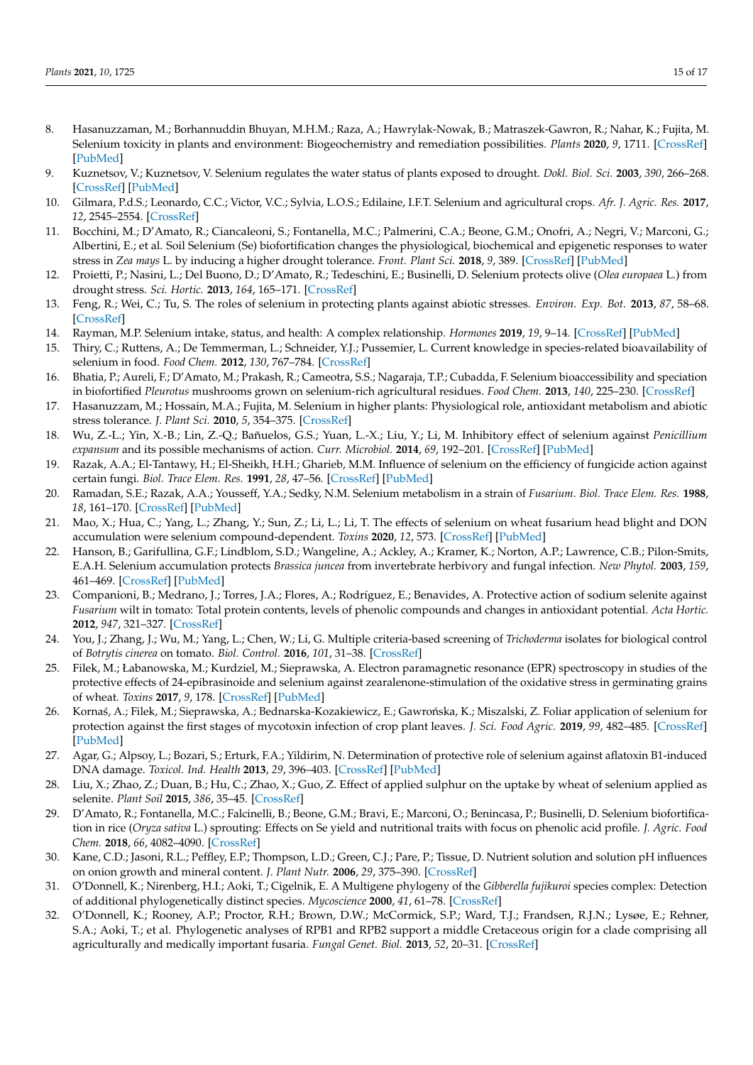8. Hasanuzzaman, M.; Borhannuddin Bhuyan, M.H.M.; Raza, A.; Hawrylak-Nowak, B.; Matraszek-Gawron, R.; Nahar, K.; Fujita, M. Selenium toxicity in plants and environment: Biogeochemistry and remediation possibilities. *Plants* **2020**, *9*, 1711. [CrossRef] [PubMed]
9. Kuznetsov, V.; Kuznetsov, V. Selenium regulates the water status of plants exposed to drought. *Dokl. Biol. Sci.* **2003**, *390*, 266–268. [CrossRef] [PubMed]
10. Gilmara, P.d.S.; Leonardo, C.C.; Victor, V.C.; Sylvia, L.O.S.; Edilaine, I.F.T. Selenium and agricultural crops. *Afr. J. Agric. Res.* **2017**, *12*, 2545–2554. [CrossRef]
11. Bocchini, M.; D'Amato, R.; Ciancaleoni, S.; Fontanella, M.C.; Palmerini, C.A.; Beone, G.M.; Onofri, A.; Negri, V.; Marconi, G.; Albertini, E.; et al. Soil Selenium (Se) biofortification changes the physiological, biochemical and epigenetic responses to water stress in *Zea mays* L. by inducing a higher drought tolerance. *Front. Plant Sci.* **2018**, *9*, 389. [CrossRef] [PubMed]
12. Proietti, P.; Nasini, L.; Del Buono, D.; D'Amato, R.; Tedeschini, E.; Businelli, D. Selenium protects olive (*Olea europaea* L.) from drought stress. *Sci. Hortic.* **2013**, *164*, 165–171. [CrossRef]
13. Feng, R.; Wei, C.; Tu, S. The roles of selenium in protecting plants against abiotic stresses. *Environ. Exp. Bot.* **2013**, *87*, 58–68. [CrossRef]
14. Rayman, M.P. Selenium intake, status, and health: A complex relationship. *Hormones* **2019**, *19*, 9–14. [CrossRef] [PubMed]
15. Thiry, C.; Ruttens, A.; De Temmerman, L.; Schneider, Y.J.; Pussemier, L. Current knowledge in species-related bioavailability of selenium in food. *Food Chem.* **2012**, *130*, 767–784. [CrossRef]
16. Bhatia, P.; Aureli, F.; D'Amato, M.; Prakash, R.; Cameotra, S.S.; Nagaraja, T.P.; Cubadda, F. Selenium bioaccessibility and speciation in biofortified *Pleurotus* mushrooms grown on selenium-rich agricultural residues. *Food Chem.* **2013**, *140*, 225–230. [CrossRef]
17. Hasanuzzam, M.; Hossain, M.A.; Fujita, M. Selenium in higher plants: Physiological role, antioxidant metabolism and abiotic stress tolerance. *J. Plant Sci.* **2010**, *5*, 354–375. [CrossRef]
18. Wu, Z.-L.; Yin, X.-B.; Lin, Z.-Q.; Bañuelos, G.S.; Yuan, L.-X.; Liu, Y.; Li, M. Inhibitory effect of selenium against *Penicillium expansum* and its possible mechanisms of action. *Curr. Microbiol.* **2014**, *69*, 192–201. [CrossRef] [PubMed]
19. Razak, A.A.; El-Tantawy, H.; El-Sheikh, H.H.; Gharieb, M.M. Influence of selenium on the efficiency of fungicide action against certain fungi. *Biol. Trace Elem. Res.* **1991**, *28*, 47–56. [CrossRef] [PubMed]
20. Ramadan, S.E.; Razak, A.A.; Yousseff, Y.A.; Sedky, N.M. Selenium metabolism in a strain of *Fusarium*. *Biol. Trace Elem. Res.* **1988**, *18*, 161–170. [CrossRef] [PubMed]
21. Mao, X.; Hua, C.; Yang, L.; Zhang, Y.; Sun, Z.; Li, L.; Li, T. The effects of selenium on wheat fusarium head blight and DON accumulation were selenium compound-dependent. *Toxins* **2020**, *12*, 573. [CrossRef] [PubMed]
22. Hanson, B.; Garifullina, G.F.; Lindblom, S.D.; Wangeline, A.; Ackley, A.; Kramer, K.; Norton, A.P.; Lawrence, C.B.; Pilon-Smits, E.A.H. Selenium accumulation protects *Brassica juncea* from invertebrate herbivory and fungal infection. *New Phytol.* **2003**, *159*, 461–469. [CrossRef] [PubMed]
23. Companioni, B.; Medrano, J.; Torres, J.A.; Flores, A.; Rodríguez, E.; Benavides, A. Protective action of sodium selenite against *Fusarium* wilt in tomato: Total protein contents, levels of phenolic compounds and changes in antioxidant potential. *Acta Hortic.* **2012**, *947*, 321–327. [CrossRef]
24. You, J.; Zhang, J.; Wu, M.; Yang, L.; Chen, W.; Li, G. Multiple criteria-based screening of *Trichoderma* isolates for biological control of *Botrytis cinerea* on tomato. *Biol. Control.* **2016**, *101*, 31–38. [CrossRef]
25. Filek, M.; Łabanowska, M.; Kurdziel, M.; Sieprawska, A. Electron paramagnetic resonance (EPR) spectroscopy in studies of the protective effects of 24-epibrasinoide and selenium against zearalenone-stimulation of the oxidative stress in germinating grains of wheat. *Toxins* **2017**, *9*, 178. [CrossRef] [PubMed]
26. Kornaś, A.; Filek, M.; Sieprawska, A.; Bednarska-Kozakiewicz, E.; Gawrońska, K.; Miszalski, Z. Foliar application of selenium for protection against the first stages of mycotoxin infection of crop plant leaves. *J. Sci. Food Agric.* **2019**, *99*, 482–485. [CrossRef] [PubMed]
27. Agar, G.; Alpsoy, L.; Bozari, S.; Erturk, F.A.; Yildirim, N. Determination of protective role of selenium against aflatoxin B1-induced DNA damage. *Toxicol. Ind. Health* **2013**, *29*, 396–403. [CrossRef] [PubMed]
28. Liu, X.; Zhao, Z.; Duan, B.; Hu, C.; Zhao, X.; Guo, Z. Effect of applied sulphur on the uptake by wheat of selenium applied as selenite. *Plant Soil* **2015**, *386*, 35–45. [CrossRef]
29. D'Amato, R.; Fontanella, M.C.; Falcinelli, B.; Beone, G.M.; Bravi, E.; Marconi, O.; Benincasa, P.; Businelli, D. Selenium biofortification in rice (*Oryza sativa* L.) sprouting: Effects on Se yield and nutritional traits with focus on phenolic acid profile. *J. Agric. Food Chem.* **2018**, *66*, 4082–4090. [CrossRef]
30. Kane, C.D.; Jasoni, R.L.; Peffley, E.P.; Thompson, L.D.; Green, C.J.; Pare, P.; Tissue, D. Nutrient solution and solution pH influences on onion growth and mineral content. *J. Plant Nutr.* **2006**, *29*, 375–390. [CrossRef]
31. O'Donnell, K.; Nirenberg, H.I.; Aoki, T.; Cigelnik, E. A Multigene phylogeny of the *Gibberella fujikuroi* species complex: Detection of additional phylogenetically distinct species. *Mycoscience* **2000**, *41*, 61–78. [CrossRef]
32. O'Donnell, K.; Rooney, A.P.; Proctor, R.H.; Brown, D.W.; McCormick, S.P.; Ward, T.J.; Frandsen, R.J.N.; Lysøe, E.; Rehner, S.A.; Aoki, T.; et al. Phylogenetic analyses of RPB1 and RPB2 support a middle Cretaceous origin for a clade comprising all agriculturally and medically important fusaria. *Fungal Genet. Biol.* **2013**, *52*, 20–31. [CrossRef]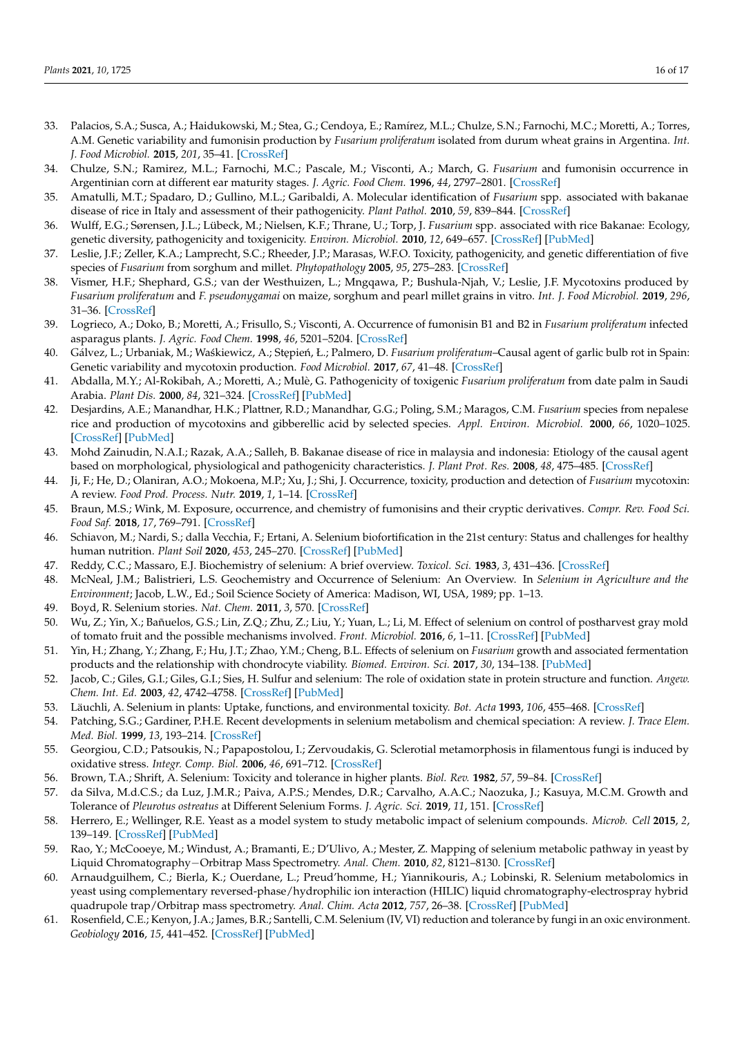33. Palacios, S.A.; Susca, A.; Haidukowski, M.; Stea, G.; Cendoya, E.; Ramírez, M.L.; Chulze, S.N.; Farnochi, M.C.; Moretti, A.; Torres, A.M. Genetic variability and fumonisin production by *Fusarium proliferatum* isolated from durum wheat grains in Argentina. *Int. J. Food Microbiol.* **2015**, *201*, 35–41. [CrossRef]
34. Chulze, S.N.; Ramirez, M.L.; Farnochi, M.C.; Pascale, M.; Visconti, A.; March, G. *Fusarium* and fumonisin occurrence in Argentinian corn at different ear maturity stages. *J. Agric. Food Chem.* **1996**, *44*, 2797–2801. [CrossRef]
35. Amatulli, M.T.; Spadaro, D.; Gullino, M.L.; Garibaldi, A. Molecular identification of *Fusarium* spp. associated with bakanae disease of rice in Italy and assessment of their pathogenicity. *Plant Pathol.* **2010**, *59*, 839–844. [CrossRef]
36. Wulff, E.G.; Sørensen, J.L.; Lübeck, M.; Nielsen, K.F.; Thrane, U.; Torp, J. *Fusarium* spp. associated with rice Bakanae: Ecology, genetic diversity, pathogenicity and toxigenicity. *Environ. Microbiol.* **2010**, *12*, 649–657. [CrossRef] [PubMed]
37. Leslie, J.F.; Zeller, K.A.; Lamprecht, S.C.; Rheeder, J.P.; Marasas, W.F.O. Toxicity, pathogenicity, and genetic differentiation of five species of *Fusarium* from sorghum and millet. *Phytopathology* **2005**, *95*, 275–283. [CrossRef]
38. Vismer, H.F.; Shephard, G.S.; van der Westhuizen, L.; Mngqawa, P.; Bushula-Njah, V.; Leslie, J.F. Mycotoxins produced by *Fusarium proliferatum* and *F. pseudonygamai* on maize, sorghum and pearl millet grains in vitro. *Int. J. Food Microbiol.* **2019**, *296*, 31–36. [CrossRef]
39. Logrieco, A.; Doko, B.; Moretti, A.; Frisullo, S.; Visconti, A. Occurrence of fumonisin B1 and B2 in *Fusarium proliferatum* infected asparagus plants. *J. Agric. Food Chem.* **1998**, *46*, 5201–5204. [CrossRef]
40. Gálvez, L.; Urbaniak, M.; Waśkiewicz, A.; Stępień, Ł.; Palmero, D. *Fusarium proliferatum*–Causal agent of garlic bulb rot in Spain: Genetic variability and mycotoxin production. *Food Microbiol.* **2017**, *67*, 41–48. [CrossRef]
41. Abdalla, M.Y.; Al-Rokibah, A.; Moretti, A.; Mulè, G. Pathogenicity of toxigenic *Fusarium proliferatum* from date palm in Saudi Arabia. *Plant Dis.* **2000**, *84*, 321–324. [CrossRef] [PubMed]
42. Desjardins, A.E.; Manandhar, H.K.; Plattner, R.D.; Manandhar, G.G.; Poling, S.M.; Maragos, C.M. *Fusarium* species from nepalese rice and production of mycotoxins and gibberellic acid by selected species. *Appl. Environ. Microbiol.* **2000**, *66*, 1020–1025. [CrossRef] [PubMed]
43. Mohd Zainudin, N.A.I.; Razak, A.A.; Salleh, B. Bakanae disease of rice in malaysia and indonesia: Etiology of the causal agent based on morphological, physiological and pathogenicity characteristics. *J. Plant Prot. Res.* **2008**, *48*, 475–485. [CrossRef]
44. Ji, F.; He, D.; Olaniran, A.O.; Mokoena, M.P.; Xu, J.; Shi, J. Occurrence, toxicity, production and detection of *Fusarium* mycotoxin: A review. *Food Prod. Process. Nutr.* **2019**, *1*, 1–14. [CrossRef]
45. Braun, M.S.; Wink, M. Exposure, occurrence, and chemistry of fumonisins and their cryptic derivatives. *Compr. Rev. Food Sci. Food Saf.* **2018**, *17*, 769–791. [CrossRef]
46. Schiavon, M.; Nardi, S.; dalla Vecchia, F.; Ertani, A. Selenium biofortification in the 21st century: Status and challenges for healthy human nutrition. *Plant Soil* **2020**, *453*, 245–270. [CrossRef] [PubMed]
47. Reddy, C.C.; Massaro, E.J. Biochemistry of selenium: A brief overview. *Toxicol. Sci.* **1983**, *3*, 431–436. [CrossRef]
48. McNeal, J.M.; Balistrieri, L.S. Geochemistry and Occurrence of Selenium: An Overview. In *Selenium in Agriculture and the Environment*; Jacob, L.W., Ed.; Soil Science Society of America: Madison, WI, USA, 1989; pp. 1–13.
49. Boyd, R. Selenium stories. *Nat. Chem.* **2011**, *3*, 570. [CrossRef]
50. Wu, Z.; Yin, X.; Bañuelos, G.S.; Lin, Z.Q.; Zhu, Z.; Liu, Y.; Yuan, L.; Li, M. Effect of selenium on control of postharvest gray mold of tomato fruit and the possible mechanisms involved. *Front. Microbiol.* **2016**, *6*, 1–11. [CrossRef] [PubMed]
51. Yin, H.; Zhang, Y.; Zhang, F.; Hu, J.T.; Zhao, Y.M.; Cheng, B.L. Effects of selenium on *Fusarium* growth and associated fermentation products and the relationship with chondrocyte viability. *Biomed. Environ. Sci.* **2017**, *30*, 134–138. [PubMed]
52. Jacob, C.; Giles, G.I.; Giles, G.I.; Sies, H. Sulfur and selenium: The role of oxidation state in protein structure and function. *Angew. Chem. Int. Ed.* **2003**, *42*, 4742–4758. [CrossRef] [PubMed]
53. Läuchli, A. Selenium in plants: Uptake, functions, and environmental toxicity. *Bot. Acta* **1993**, *106*, 455–468. [CrossRef]
54. Patching, S.G.; Gardiner, P.H.E. Recent developments in selenium metabolism and chemical speciation: A review. *J. Trace Elem. Med. Biol.* **1999**, *13*, 193–214. [CrossRef]
55. Georgiou, C.D.; Patsoukis, N.; Papapostolou, I.; Zervoudakis, G. Sclerotial metamorphosis in filamentous fungi is induced by oxidative stress. *Integr. Comp. Biol.* **2006**, *46*, 691–712. [CrossRef]
56. Brown, T.A.; Shrift, A. Selenium: Toxicity and tolerance in higher plants. *Biol. Rev.* **1982**, *57*, 59–84. [CrossRef]
57. da Silva, M.d.C.S.; da Luz, J.M.R.; Paiva, A.P.S.; Mendes, D.R.; Carvalho, A.A.C.; Naozuka, J.; Kasuya, M.C.M. Growth and Tolerance of *Pleurotus ostreatus* at Different Selenium Forms. *J. Agric. Sci.* **2019**, *11*, 151. [CrossRef]
58. Herrero, E.; Wellinger, R.E. Yeast as a model system to study metabolic impact of selenium compounds. *Microb. Cell* **2015**, *2*, 139–149. [CrossRef] [PubMed]
59. Rao, Y.; McCooeye, M.; Windust, A.; Bramanti, E.; D'Ulivo, A.; Mester, Z. Mapping of selenium metabolic pathway in yeast by Liquid Chromatography−Orbitrap Mass Spectrometry. *Anal. Chem.* **2010**, *82*, 8121–8130. [CrossRef]
60. Arnaudguilhem, C.; Bierla, K.; Ouerdane, L.; Preud'homme, H.; Yiannikouris, A.; Lobinski, R. Selenium metabolomics in yeast using complementary reversed-phase/hydrophilic ion interaction (HILIC) liquid chromatography-electrospray hybrid quadrupole trap/Orbitrap mass spectrometry. *Anal. Chim. Acta* **2012**, *757*, 26–38. [CrossRef] [PubMed]
61. Rosenfield, C.E.; Kenyon, J.A.; James, B.R.; Santelli, C.M. Selenium (IV, VI) reduction and tolerance by fungi in an oxic environment. *Geobiology* **2016**, *15*, 441–452. [CrossRef] [PubMed]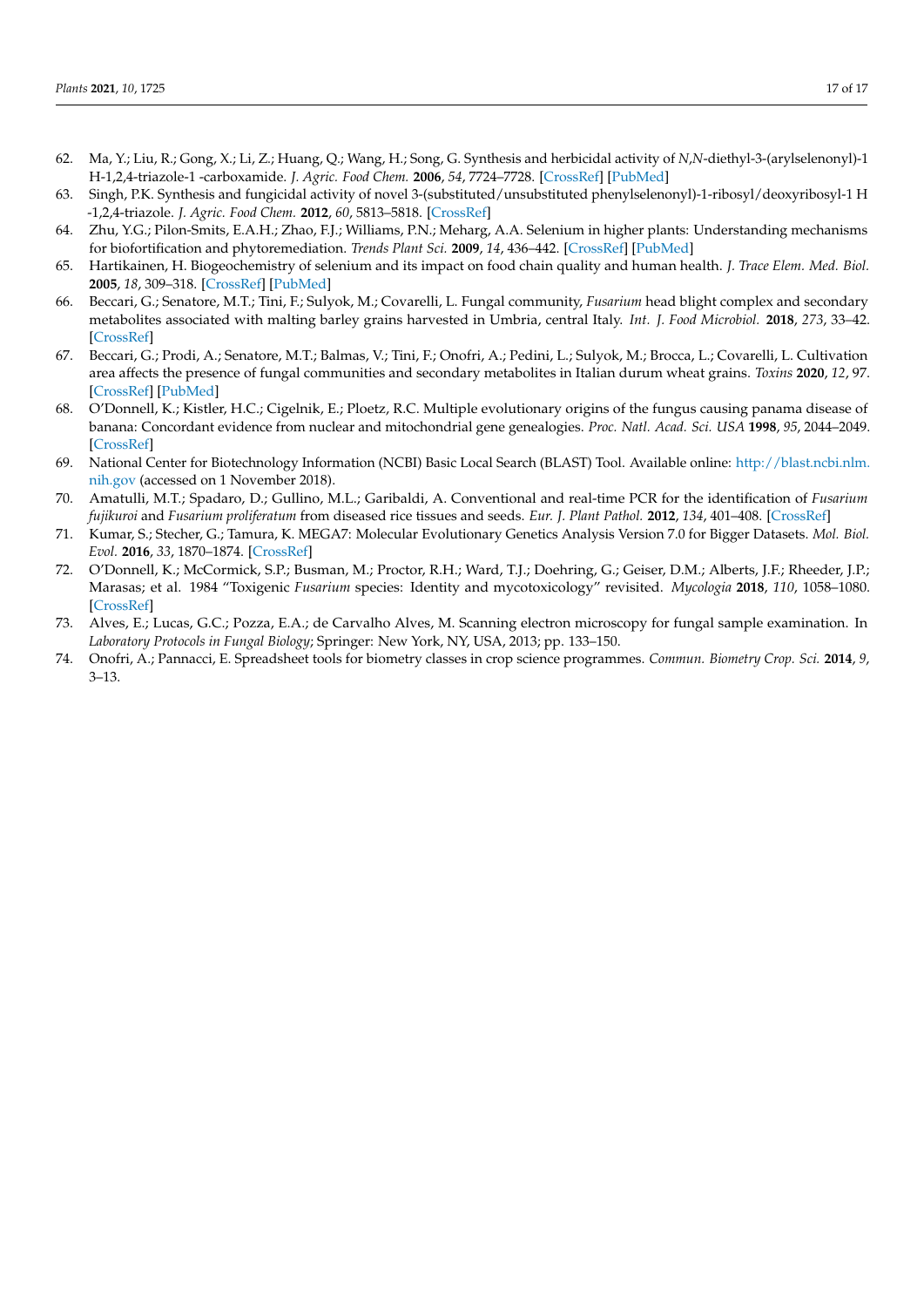62. Ma, Y.; Liu, R.; Gong, X.; Li, Z.; Huang, Q.; Wang, H.; Song, G. Synthesis and herbicidal activity of *N*,*N*-diethyl-3-(arylselenonyl)-1 H-1,2,4-triazole-1 -carboxamide. *J. Agric. Food Chem.* **2006**, *54*, 7724–7728. [CrossRef] [PubMed]
63. Singh, P.K. Synthesis and fungicidal activity of novel 3-(substituted/unsubstituted phenylselenonyl)-1-ribosyl/deoxyribosyl-1 H -1,2,4-triazole. *J. Agric. Food Chem.* **2012**, *60*, 5813–5818. [CrossRef]
64. Zhu, Y.G.; Pilon-Smits, E.A.H.; Zhao, F.J.; Williams, P.N.; Meharg, A.A. Selenium in higher plants: Understanding mechanisms for biofortification and phytoremediation. *Trends Plant Sci.* **2009**, *14*, 436–442. [CrossRef] [PubMed]
65. Hartikainen, H. Biogeochemistry of selenium and its impact on food chain quality and human health. *J. Trace Elem. Med. Biol.* **2005**, *18*, 309–318. [CrossRef] [PubMed]
66. Beccari, G.; Senatore, M.T.; Tini, F.; Sulyok, M.; Covarelli, L. Fungal community, *Fusarium* head blight complex and secondary metabolites associated with malting barley grains harvested in Umbria, central Italy. *Int. J. Food Microbiol.* **2018**, *273*, 33–42. [CrossRef]
67. Beccari, G.; Prodi, A.; Senatore, M.T.; Balmas, V.; Tini, F.; Onofri, A.; Pedini, L.; Sulyok, M.; Brocca, L.; Covarelli, L. Cultivation area affects the presence of fungal communities and secondary metabolites in Italian durum wheat grains. *Toxins* **2020**, *12*, 97. [CrossRef] [PubMed]
68. O'Donnell, K.; Kistler, H.C.; Cigelnik, E.; Ploetz, R.C. Multiple evolutionary origins of the fungus causing panama disease of banana: Concordant evidence from nuclear and mitochondrial gene genealogies. *Proc. Natl. Acad. Sci. USA* **1998**, *95*, 2044–2049. [CrossRef]
69. National Center for Biotechnology Information (NCBI) Basic Local Search (BLAST) Tool. Available online: http://blast.ncbi.nlm.nih.gov (accessed on 1 November 2018).
70. Amatulli, M.T.; Spadaro, D.; Gullino, M.L.; Garibaldi, A. Conventional and real-time PCR for the identification of *Fusarium fujikuroi* and *Fusarium proliferatum* from diseased rice tissues and seeds. *Eur. J. Plant Pathol.* **2012**, *134*, 401–408. [CrossRef]
71. Kumar, S.; Stecher, G.; Tamura, K. MEGA7: Molecular Evolutionary Genetics Analysis Version 7.0 for Bigger Datasets. *Mol. Biol. Evol.* **2016**, *33*, 1870–1874. [CrossRef]
72. O'Donnell, K.; McCormick, S.P.; Busman, M.; Proctor, R.H.; Ward, T.J.; Doehring, G.; Geiser, D.M.; Alberts, J.F.; Rheeder, J.P.; Marasas; et al. 1984 "Toxigenic *Fusarium* species: Identity and mycotoxicology" revisited. *Mycologia* **2018**, *110*, 1058–1080. [CrossRef]
73. Alves, E.; Lucas, G.C.; Pozza, E.A.; de Carvalho Alves, M. Scanning electron microscopy for fungal sample examination. In *Laboratory Protocols in Fungal Biology*; Springer: New York, NY, USA, 2013; pp. 133–150.
74. Onofri, A.; Pannacci, E. Spreadsheet tools for biometry classes in crop science programmes. *Commun. Biometry Crop. Sci.* **2014**, *9*, 3–13.